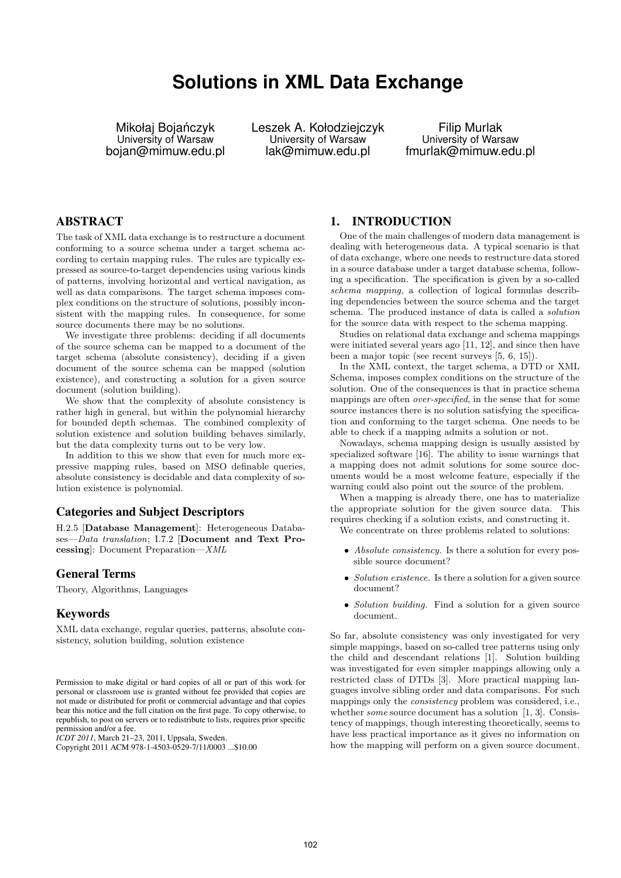# Solutions in XML Data Exchange

Mikołaj Bojańczyk
University of Warsaw
bojan@mimuw.edu.pl

Leszek A. Kołodziejczyk
University of Warsaw
lak@mimuw.edu.pl

Filip Murlak
University of Warsaw
fmurlak@mimuw.edu.pl

## ABSTRACT

The task of XML data exchange is to restructure a document conforming to a source schema under a target schema according to certain mapping rules. The rules are typically expressed as source-to-target dependencies using various kinds of patterns, involving horizontal and vertical navigation, as well as data comparisons. The target schema imposes complex conditions on the structure of solutions, possibly inconsistent with the mapping rules. In consequence, for some source documents there may be no solutions.

We investigate three problems: deciding if all documents of the source schema can be mapped to a document of the target schema (absolute consistency), deciding if a given document of the source schema can be mapped (solution existence), and constructing a solution for a given source document (solution building).

We show that the complexity of absolute consistency is rather high in general, but within the polynomial hierarchy for bounded depth schemas. The combined complexity of solution existence and solution building behaves similarly, but the data complexity turns out to be very low.

In addition to this we show that even for much more expressive mapping rules, based on MSO definable queries, absolute consistency is decidable and data complexity of solution existence is polynomial.

### Categories and Subject Descriptors

H.2.5 [**Database Management**]: Heterogeneous Databases—*Data translation*; I.7.2 [**Document and Text Processing**]: Document Preparation—*XML*

### General Terms

Theory, Algorithms, Languages

### Keywords

XML data exchange, regular queries, patterns, absolute consistency, solution building, solution existence

Permission to make digital or hard copies of all or part of this work for personal or classroom use is granted without fee provided that copies are not made or distributed for profit or commercial advantage and that copies bear this notice and the full citation on the first page. To copy otherwise, to republish, to post on servers or to redistribute to lists, requires prior specific permission and/or a fee.
*ICDT 2011*, March 21–23, 2011, Uppsala, Sweden.
Copyright 2011 ACM 978-1-4503-0529-7/11/0003 ...$10.00

## 1. INTRODUCTION

One of the main challenges of modern data management is dealing with heterogeneous data. A typical scenario is that of data exchange, where one needs to restructure data stored in a source database under a target database schema, following a specification. The specification is given by a so-called *schema mapping*, a collection of logical formulas describing dependencies between the source schema and the target schema. The produced instance of data is called a *solution* for the source data with respect to the schema mapping.

Studies on relational data exchange and schema mappings were initiated several years ago [11, 12], and since then have been a major topic (see recent surveys [5, 6, 15]).

In the XML context, the target schema, a DTD or XML Schema, imposes complex conditions on the structure of the solution. One of the consequences is that in practice schema mappings are often *over-specified*, in the sense that for some source instances there is no solution satisfying the specification and conforming to the target schema. One needs to be able to check if a mapping admits a solution or not.

Nowadays, schema mapping design is usually assisted by specialized software [16]. The ability to issue warnings that a mapping does not admit solutions for some source documents would be a most welcome feature, especially if the warning could also point out the source of the problem.

When a mapping is already there, one has to materialize the appropriate solution for the given source data. This requires checking if a solution exists, and constructing it.

We concentrate on three problems related to solutions:

- *Absolute consistency.* Is there a solution for every possible source document?
- *Solution existence.* Is there a solution for a given source document?
- *Solution building.* Find a solution for a given source document.

So far, absolute consistency was only investigated for very simple mappings, based on so-called tree patterns using only the child and descendant relations [1]. Solution building was investigated for even simpler mappings allowing only a restricted class of DTDs [3]. More practical mapping languages involve sibling order and data comparisons. For such mappings only the *consistency* problem was considered, i.e., whether *some* source document has a solution [1, 3]. Consistency of mappings, though interesting theoretically, seems to have less practical importance as it gives no information on how the mapping will perform on a given source document.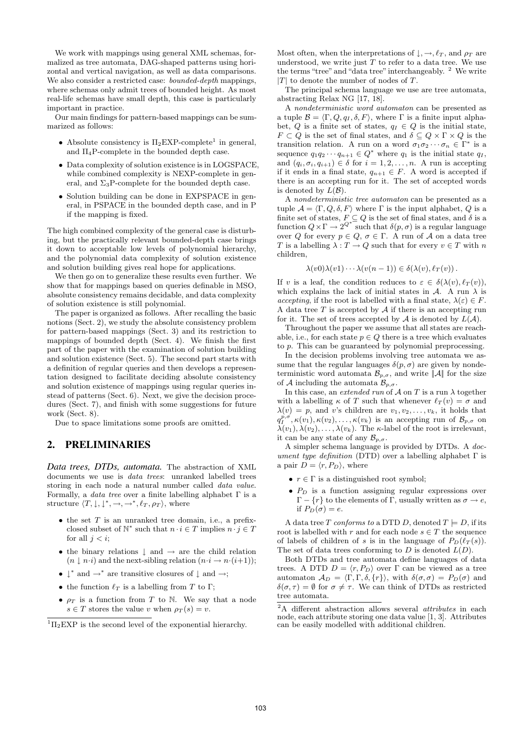We work with mappings using general XML schemas, formalized as tree automata, DAG-shaped patterns using horizontal and vertical navigation, as well as data comparisons. We also consider a restricted case: *bounded-depth* mappings, where schemas only admit trees of bounded height. As most real-life schemas have small depth, this case is particularly important in practice.

Our main findings for pattern-based mappings can be summarized as follows:

- Absolute consistency is $\Pi_2$EXP-complete[1] in general, and $\Pi_4$P-complete in the bounded depth case.
- Data complexity of solution existence is in LOGSPACE, while combined complexity is NEXP-complete in general, and $\Sigma_3$P-complete for the bounded depth case.
- Solution building can be done in EXPSPACE in general, in PSPACE in the bounded depth case, and in P if the mapping is fixed.

The high combined complexity of the general case is disturbing, but the practically relevant bounded-depth case brings it down to acceptable low levels of polynomial hierarchy, and the polynomial data complexity of solution existence and solution building gives real hope for applications.

We then go on to generalize these results even further. We show that for mappings based on queries definable in MSO, absolute consistency remains decidable, and data complexity of solution existence is still polynomial.

The paper is organized as follows. After recalling the basic notions (Sect. 2), we study the absolute consistency problem for pattern-based mappings (Sect. 3) and its restriction to mappings of bounded depth (Sect. 4). We finish the first part of the paper with the examination of solution building and solution existence (Sect. 5). The second part starts with a definition of regular queries and then develops a representation designed to facilitate deciding absolute consistency and solution existence of mappings using regular queries instead of patterns (Sect. 6). Next, we give the decision procedures (Sect. 7), and finish with some suggestions for future work (Sect. 8).

Due to space limitations some proofs are omitted.

## 2. PRELIMINARIES

***Data trees, DTDs, automata.*** The abstraction of XML documents we use is *data trees*: unranked labelled trees storing in each node a natural number called *data value*. Formally, a *data tree* over a finite labelling alphabet $\Gamma$ is a structure $\langle T, \downarrow, \downarrow^*, \rightarrow, \rightarrow^*, \ell_T, \rho_T \rangle$, where

- the set $T$ is an unranked tree domain, i.e., a prefix-closed subset of $\mathbb{N}^*$ such that $n \cdot i \in T$ implies $n \cdot j \in T$ for all $j < i$;
- the binary relations $\downarrow$ and $\rightarrow$ are the child relation ($n \downarrow n \cdot i$) and the next-sibling relation ($n \cdot i \rightarrow n \cdot (i+1)$);
- $\downarrow^*$ and $\rightarrow^*$ are transitive closures of $\downarrow$ and $\rightarrow$;
- the function $\ell_T$ is a labelling from $T$ to $\Gamma$;
- $\rho_T$ is a function from $T$ to $\mathbb{N}$. We say that a node $s \in T$ stores the value $v$ when $\rho_T(s) = v$.

Most often, when the interpretations of $\downarrow, \rightarrow, \ell_T$, and $\rho_T$ are understood, we write just $T$ to refer to a data tree. We use the terms "tree" and "data tree" interchangeably. [2] We write $|T|$ to denote the number of nodes of $T$.

The principal schema language we use are tree automata, abstracting Relax NG [17, 18].

A *nondeterministic word automaton* can be presented as a tuple $\mathcal{B} = \langle \Gamma, Q, q_I, \delta, F \rangle$, where $\Gamma$ is a finite input alphabet, $Q$ is a finite set of states, $q_I \in Q$ is the initial state, $F \subset Q$ is the set of final states, and $\delta \subseteq Q \times \Gamma \times Q$ is the transition relation. A run on a word $\sigma_1 \sigma_2 \cdots \sigma_n \in \Gamma^*$ is a sequence $q_1 q_2 \cdots q_{n+1} \in Q^*$ where $q_1$ is the initial state $q_I$, and $(q_i, \sigma_i, q_{i+1}) \in \delta$ for $i = 1, 2, \ldots, n$. A run is accepting if it ends in a final state, $q_{n+1} \in F$. A word is accepted if there is an accepting run for it. The set of accepted words is denoted by $L(\mathcal{B})$.

A *nondeterministic tree automaton* can be presented as a tuple $\mathcal{A} = \langle \Gamma, Q, \delta, F \rangle$ where $\Gamma$ is the input alphabet, $Q$ is a finite set of states, $F \subseteq Q$ is the set of final states, and $\delta$ is a function $Q \times \Gamma \to 2^{Q^*}$ such that $\delta(p, \sigma)$ is a regular language over $Q$ for every $p \in Q$, $\sigma \in \Gamma$. A run of $\mathcal{A}$ on a data tree $T$ is a labelling $\lambda : T \to Q$ such that for every $v \in T$ with $n$ children,

$$\lambda(v0)\lambda(v1) \cdots \lambda(v(n-1)) \in \delta(\lambda(v), \ell_T(v)) .$$

If $v$ is a leaf, the condition reduces to $\varepsilon \in \delta(\lambda(v), \ell_T(v))$, which explains the lack of initial states in $\mathcal{A}$. A run $\lambda$ is *accepting*, if the root is labelled with a final state, $\lambda(\varepsilon) \in F$. A data tree $T$ is accepted by $\mathcal{A}$ if there is an accepting run for it. The set of trees accepted by $\mathcal{A}$ is denoted by $L(\mathcal{A})$.

Throughout the paper we assume that all states are reachable, i.e., for each state $p \in Q$ there is a tree which evaluates to $p$. This can be guaranteed by polynomial preprocessing.

In the decision problems involving tree automata we assume that the regular languages $\delta(p, \sigma)$ are given by nondeterministic word automata $\mathcal{B}_{p,\sigma}$, and write $\|\mathcal{A}\|$ for the size of $\mathcal{A}$ including the automata $\mathcal{B}_{p,\sigma}$.

In this case, an *extended run* of $\mathcal{A}$ on $T$ is a run $\lambda$ together with a labelling $\kappa$ of $T$ such that whenever $\ell_T(v) = \sigma$ and $\lambda(v) = p$, and $v$'s children are $v_1, v_2, \ldots, v_k$, it holds that $q_I^{p,\sigma}, \kappa(v_1), \kappa(v_2), \ldots, \kappa(v_k)$ is an accepting run of $\mathcal{B}_{p,\sigma}$ on $\lambda(v_1), \lambda(v_2), \ldots, \lambda(v_k)$. The $\kappa$-label of the root is irrelevant, it can be any state of any $\mathcal{B}_{p,\sigma}$.

A simpler schema language is provided by DTDs. A *document type definition* (DTD) over a labelling alphabet $\Gamma$ is a pair $D = \langle r, P_D \rangle$, where

- $r \in \Gamma$ is a distinguished root symbol;
- $P_D$ is a function assigning regular expressions over $\Gamma - \{r\}$ to the elements of $\Gamma$, usually written as $\sigma \to e$, if $P_D(\sigma) = e$.

A data tree $T$ *conforms to* a DTD $D$, denoted $T \models D$, if its root is labelled with $r$ and for each node $s \in T$ the sequence of labels of children of $s$ is in the language of $P_D(\ell_T(s))$. The set of data trees conforming to $D$ is denoted $L(D)$.

Both DTDs and tree automata define languages of data trees. A DTD $D = \langle r, P_D \rangle$ over $\Gamma$ can be viewed as a tree automaton $\mathcal{A}_D = \langle \Gamma, \Gamma, \delta, \{r\} \rangle$, with $\delta(\sigma, \sigma) = P_D(\sigma)$ and $\delta(\sigma, \tau) = \emptyset$ for $\sigma \neq \tau$. We can think of DTDs as restricted tree automata.

[1] $\Pi_2$EXP is the second level of the exponential hierarchy.

[2] A different abstraction allows several *attributes* in each node, each attribute storing one data value [1, 3]. Attributes can be easily modelled with additional children.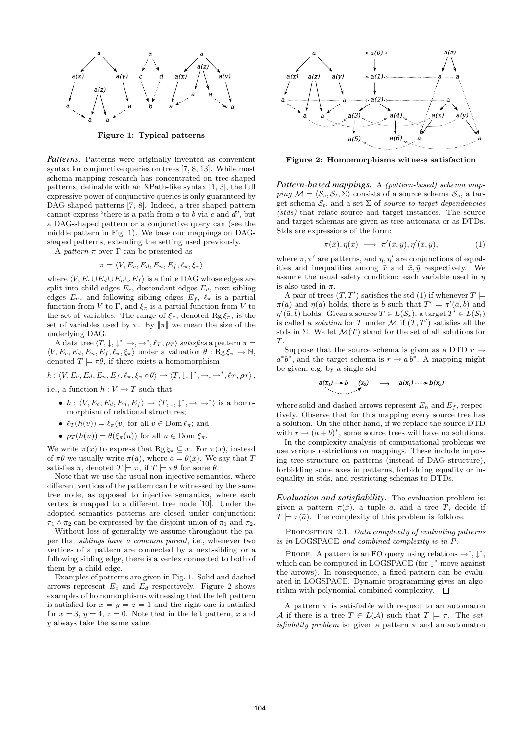Figure 1: Typical patterns

***Patterns.*** Patterns were originally invented as convenient syntax for conjunctive queries on trees [7, 8, 13]. While most schema mapping research has concentrated on tree-shaped patterns, definable with an XPath-like syntax [1, 3], the full expressive power of conjunctive queries is only guaranteed by DAG-shaped patterns [7, 8]. Indeed, a tree shaped pattern cannot express "there is a path from $a$ to $b$ via $c$ and $d$", but a DAG-shaped pattern or a conjunctive query can (see the middle pattern in Fig. 1). We base our mappings on DAG-shaped patterns, extending the setting used previously.

A *pattern* $\pi$ over $\Gamma$ can be presented as

$$\pi = \langle V, E_c, E_d, E_n, E_f, \ell_\pi, \xi_\pi \rangle$$

where $\langle V, E_c \cup E_d \cup E_n \cup E_f \rangle$ is a finite DAG whose edges are split into child edges $E_c$, descendant edges $E_d$, next sibling edges $E_n$, and following sibling edges $E_f$, $\ell_\pi$ is a partial function from $V$ to $\Gamma$, and $\xi_\pi$ is a partial function from $V$ to the set of variables. The range of $\xi_\pi$, denoted $\operatorname{Rg} \xi_\pi$, is the set of variables used by $\pi$. By $\|\pi\|$ we mean the size of the underlying DAG.

A data tree $\langle T, \downarrow, \downarrow^*, \rightarrow, \rightarrow^*, \ell_T, \rho_T \rangle$ *satisfies* a pattern $\pi = \langle V, E_c, E_d, E_n, E_f, \ell_\pi, \xi_\pi \rangle$ under a valuation $\theta : \operatorname{Rg} \xi_\pi \rightarrow \mathbb{N}$, denoted $T \models \pi\theta$, if there exists a homomorphism

$$h : \langle V, E_c, E_d, E_n, E_f, \ell_\pi, \xi_\pi \circ \theta \rangle \rightarrow \langle T, \downarrow, \downarrow^*, \rightarrow, \rightarrow^*, \ell_T, \rho_T \rangle,$$

i.e., a function $h : V \rightarrow T$ such that

- $h : \langle V, E_c, E_d, E_n, E_f \rangle \rightarrow \langle T, \downarrow, \downarrow^*, \rightarrow, \rightarrow^* \rangle$ is a homomorphism of relational structures;
- $\ell_T(h(v)) = \ell_\pi(v)$ for all $v \in \operatorname{Dom} \ell_\pi$; and
- $\rho_T(h(u)) = \theta(\xi_\pi(u))$ for all $u \in \operatorname{Dom} \xi_\pi$.

We write $\pi(\bar{x})$ to express that $\operatorname{Rg} \xi_\pi \subseteq \bar{x}$. For $\pi(\bar{x})$, instead of $\pi\theta$ we usually write $\pi(\bar{a})$, where $\bar{a} = \theta(\bar{x})$. We say that $T$ satisfies $\pi$, denoted $T \models \pi$, if $T \models \pi\theta$ for some $\theta$.

Note that we use the usual non-injective semantics, where different vertices of the pattern can be witnessed by the same tree node, as opposed to injective semantics, where each vertex is mapped to a different tree node [10]. Under the adopted semantics patterns are closed under conjunction: $\pi_1 \wedge \pi_2$ can be expressed by the disjoint union of $\pi_1$ and $\pi_2$.

Without loss of generality we assume throughout the paper that *siblings have a common parent*, i.e., whenever two vertices of a pattern are connected by a next-sibling or a following sibling edge, there is a vertex connected to both of them by a child edge.

Examples of patterns are given in Fig. 1. Solid and dashed arrows represent $E_c$ and $E_d$ respectively. Figure 2 shows examples of homomorphisms witnessing that the left pattern is satisfied for $x = y = z = 1$ and the right one is satisfied for $x = 3$, $y = 4$, $z = 0$. Note that in the left pattern, $x$ and $y$ always take the same value.

Figure 2: Homomorphisms witness satisfaction

***Pattern-based mappings.*** A *(pattern-based) schema mapping* $\mathcal{M} = \langle \mathcal{S}_s, \mathcal{S}_t, \Sigma \rangle$ consists of a source schema $\mathcal{S}_s$, a target schema $\mathcal{S}_t$, and a set $\Sigma$ of *source-to-target dependencies (stds)* that relate source and target instances. The source and target schemas are given as tree automata or as DTDs. Stds are expressions of the form:

$$\pi(\bar{x}), \eta(\bar{x}) \longrightarrow \pi'(\bar{x}, \bar{y}), \eta'(\bar{x}, \bar{y}), \tag{1}$$

where $\pi, \pi'$ are patterns, and $\eta, \eta'$ are conjunctions of equalities and inequalities among $\bar{x}$ and $\bar{x}, \bar{y}$ respectively. We assume the usual safety condition: each variable used in $\eta$ is also used in $\pi$.

A pair of trees $(T, T')$ satisfies the std (1) if whenever $T \models \pi(\bar{a})$ and $\eta(\bar{a})$ holds, there is $\bar{b}$ such that $T' \models \pi'(\bar{a}, \bar{b})$ and $\eta'(\bar{a}, \bar{b})$ holds. Given a source $T \in L(\mathcal{S}_s)$, a target $T' \in L(\mathcal{S}_t)$ is called a *solution* for $T$ under $\mathcal{M}$ if $(T, T')$ satisfies all the stds in $\Sigma$. We let $\mathcal{M}(T)$ stand for the set of all solutions for $T$.

Suppose that the source schema is given as a DTD $r \rightarrow a^* b^*$, and the target schema is $r \rightarrow a\, b^*$. A mapping might be given, e.g, by a single std

$$a(x_1) \rightarrow b \quad \_(x_2) \quad \longrightarrow \quad a(x_1) \dashrightarrow b(x_2)$$

where solid and dashed arrows represent $E_n$ and $E_f$, respectively. Observe that for this mapping every source tree has a solution. On the other hand, if we replace the source DTD with $r \rightarrow (a + b)^*$, some source trees will have no solutions.

In the complexity analysis of computational problems we use various restrictions on mappings. These include imposing tree-structure on patterns (instead of DAG structure), forbidding some axes in patterns, forbidding equality or inequality in stds, and restricting schemas to DTDs.

***Evaluation and satisfiability.*** The evaluation problem is: given a pattern $\pi(\bar{x})$, a tuple $\bar{a}$, and a tree $T$, decide if $T \models \pi(\bar{a})$. The complexity of this problem is folklore.

Proposition 2.1. *Data complexity of evaluating patterns is in* LOGSPACE *and combined complexity is in P.*

Proof. A pattern is an FO query using relations $\rightarrow^*, \downarrow^*$, which can be computed in LOGSPACE (for $\downarrow^*$ move against the arrows). In consequence, a fixed pattern can be evaluated in LOGSPACE. Dynamic programming gives an algorithm with polynomial combined complexity. $\square$

A pattern $\pi$ is satisfiable with respect to an automaton $\mathcal{A}$ if there is a tree $T \in L(\mathcal{A})$ such that $T \models \pi$. The *satisfiability problem* is: given a pattern $\pi$ and an automaton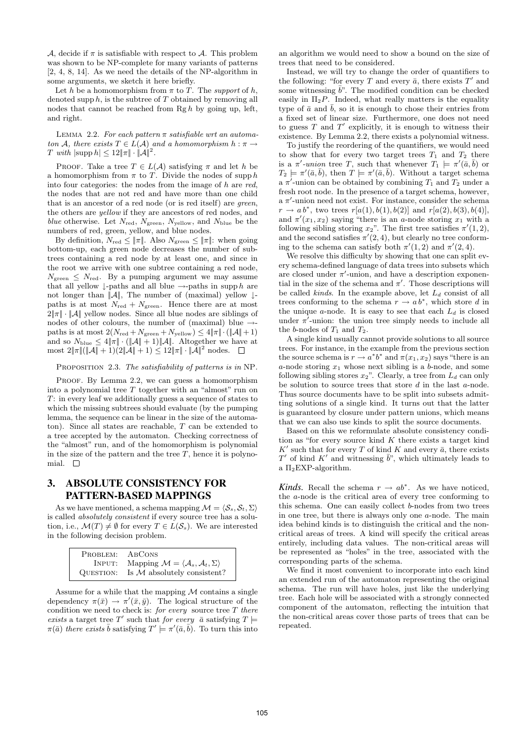$\mathcal{A}$, decide if $\pi$ is satisfiable with respect to $\mathcal{A}$. This problem was shown to be NP-complete for many variants of patterns [2, 4, 8, 14]. As we need the details of the NP-algorithm in some arguments, we sketch it here briefly.

Let $h$ be a homomorphism from $\pi$ to $T$. The *support* of $h$, denoted $\operatorname{supp} h$, is the subtree of $T$ obtained by removing all nodes that cannot be reached from $\operatorname{Rg} h$ by going up, left, and right.

LEMMA 2.2. *For each pattern $\pi$ satisfiable wrt an automaton $\mathcal{A}$, there exists $T \in L(\mathcal{A})$ and a homomorphism $h : \pi \to T$ with $|\operatorname{supp} h| \leq 12\|\pi\| \cdot \|\mathcal{A}\|^2$.*

PROOF. Take a tree $T \in L(\mathcal{A})$ satisfying $\pi$ and let $h$ be a homomorphism from $\pi$ to $T$. Divide the nodes of $\operatorname{supp} h$ into four categories: the nodes from the image of $h$ are *red*, the nodes that are not red and have more than one child that is an ancestor of a red node (or is red itself) are *green*, the others are *yellow* if they are ancestors of red nodes, and *blue* otherwise. Let $N_{\text{red}}$, $N_{\text{green}}$, $N_{\text{yellow}}$, and $N_{\text{blue}}$ be the numbers of red, green, yellow, and blue nodes.

By definition, $N_{\text{red}} \leq \|\pi\|$. Also $N_{\text{green}} \leq \|\pi\|$: when going bottom-up, each green node decreases the number of subtrees containing a red node by at least one, and since in the root we arrive with one subtree containing a red node, $N_{\text{green}} \leq N_{\text{red}}$. By a pumping argument we may assume that all yellow $\downarrow$-paths and all blue $\to$-paths in $\operatorname{supp} h$ are not longer than $\|\mathcal{A}\|$, The number of (maximal) yellow $\downarrow$-paths is at most $N_{\text{red}} + N_{\text{green}}$. Hence there are at most $2\|\pi\| \cdot \|\mathcal{A}\|$ yellow nodes. Since all blue nodes are siblings of nodes of other colours, the number of (maximal) blue $\to$-paths is at most $2(N_{\text{red}} + N_{\text{green}} + N_{\text{yellow}}) \leq 4\|\pi\| \cdot (\|\mathcal{A}\| + 1)$ and so $N_{\text{blue}} \leq 4\|\pi\| \cdot (\|\mathcal{A}\| + 1)\|\mathcal{A}\|$. Altogether we have at most $2\|\pi\|(\|\mathcal{A}\| + 1)(2\|\mathcal{A}\| + 1) \leq 12\|\pi\| \cdot \|\mathcal{A}\|^2$ nodes. $\square$

PROPOSITION 2.3. *The satisfiability of patterns is in* NP.

PROOF. By Lemma 2.2, we can guess a homomorphism into a polynomial tree $T$ together with an "almost" run on $T$: in every leaf we additionally guess a sequence of states to which the missing subtrees should evaluate (by the pumping lemma, the sequence can be linear in the size of the automaton). Since all states are reachable, $T$ can be extended to a tree accepted by the automaton. Checking correctness of the "almost" run, and of the homomorphism is polynomial in the size of the pattern and the tree $T$, hence it is polynomial. $\square$

## 3. ABSOLUTE CONSISTENCY FOR PATTERN-BASED MAPPINGS

As we have mentioned, a schema mapping $\mathcal{M} = \langle \mathcal{S}_s, \mathcal{S}_t, \Sigma\rangle$ is called *absolutely consistent* if every source tree has a solution, i.e., $\mathcal{M}(T) \neq \emptyset$ for every $T \in L(\mathcal{S}_s)$. We are interested in the following decision problem.

| | |
|---|---|
| PROBLEM: | ABCONS |
| INPUT: | Mapping $\mathcal{M} = \langle \mathcal{A}_s, \mathcal{A}_t, \Sigma\rangle$ |
| QUESTION: | Is $\mathcal{M}$ absolutely consistent? |

Assume for a while that the mapping $\mathcal{M}$ contains a single dependency $\pi(\bar{x}) \to \pi'(\bar{x}, \bar{y})$. The logical structure of the condition we need to check is: *for every* source tree $T$ *there exists* a target tree $T'$ such that *for every* $\bar{a}$ satisfying $T \models \pi(\bar{a})$ *there exists* $\bar{b}$ satisfying $T' \models \pi'(\bar{a}, \bar{b})$. To turn this into an algorithm we would need to show a bound on the size of trees that need to be considered.

Instead, we will try to change the order of quantifiers to the following: "for every $T$ and every $\bar{a}$, there exists $T'$ and some witnessing $\bar{b}$". The modified condition can be checked easily in $\Pi_2 P$. Indeed, what really matters is the equality type of $\bar{a}$ and $\bar{b}$, so it is enough to chose their entries from a fixed set of linear size. Furthermore, one does not need to guess $T$ and $T'$ explicitly, it is enough to witness their existence. By Lemma 2.2, there exists a polynomial witness.

To justify the reordering of the quantifiers, we would need to show that for every two target trees $T_1$ and $T_2$ there is a $\pi'$-*union* tree $T$, such that whenever $T_1 \models \pi'(\bar{a}, \bar{b})$ or $T_2 \models \pi'(\bar{a}, \bar{b})$, then $T \models \pi'(\bar{a}, \bar{b})$. Without a target schema a $\pi'$-union can be obtained by combining $T_1$ and $T_2$ under a fresh root node. In the presence of a target schema, however, a $\pi'$-union need not exist. For instance, consider the schema $r \to a\,b^*$, two trees $r[a(1), b(1), b(2)]$ and $r[a(2), b(3), b(4)]$, and $\pi'(x_1, x_2)$ saying "there is an $a$-node storing $x_1$ with a following sibling storing $x_2$". The first tree satisfies $\pi'(1, 2)$, and the second satisfies $\pi'(2, 4)$, but clearly no tree conforming to the schema can satisfy both $\pi'(1, 2)$ and $\pi'(2, 4)$.

We resolve this difficulty by showing that one can split every schema-defined language of data trees into subsets which are closed under $\pi'$-union, and have a description exponential in the size of the schema and $\pi'$. Those descriptions will be called *kinds*. In the example above, let $L_d$ consist of all trees conforming to the schema $r \to a\,b^*$, which store $d$ in the unique $a$-node. It is easy to see that each $L_d$ is closed under $\pi'$-union: the union tree simply needs to include all the $b$-nodes of $T_1$ and $T_2$.

A single kind usually cannot provide solutions to all source trees. For instance, in the example from the previous section the source schema is $r \to a^* b^*$ and $\pi(x_1, x_2)$ says "there is an $a$-node storing $x_1$ whose next sibling is a $b$-node, and some following sibling stores $x_2$". Clearly, a tree from $L_d$ can only be solution to source trees that store $d$ in the last $a$-node. Thus source documents have to be split into subsets admitting solutions of a single kind. It turns out that the latter is guaranteed by closure under pattern unions, which means that we can also use kinds to split the source documents.

Based on this we reformulate absolute consistency condition as "for every source kind $K$ there exists a target kind $K'$ such that for every $T$ of kind $K$ and every $\bar{a}$, there exists $T'$ of kind $K'$ and witnessing $\bar{b}$", which ultimately leads to a $\Pi_2$EXP-algorithm.

***Kinds.*** Recall the schema $r \to ab^*$. As we have noticed, the $a$-node is the critical area of every tree conforming to this schema. One can easily collect $b$-nodes from two trees in one tree, but there is always only one $a$-node. The main idea behind kinds is to distinguish the critical and the non-critical areas of trees. A kind will specify the critical areas entirely, including data values. The non-critical areas will be represented as "holes" in the tree, associated with the corresponding parts of the schema.

We find it most convenient to incorporate into each kind an extended run of the automaton representing the original schema. The run will have holes, just like the underlying tree. Each hole will be associated with a strongly connected component of the automaton, reflecting the intuition that the non-critical areas cover those parts of trees that can be repeated.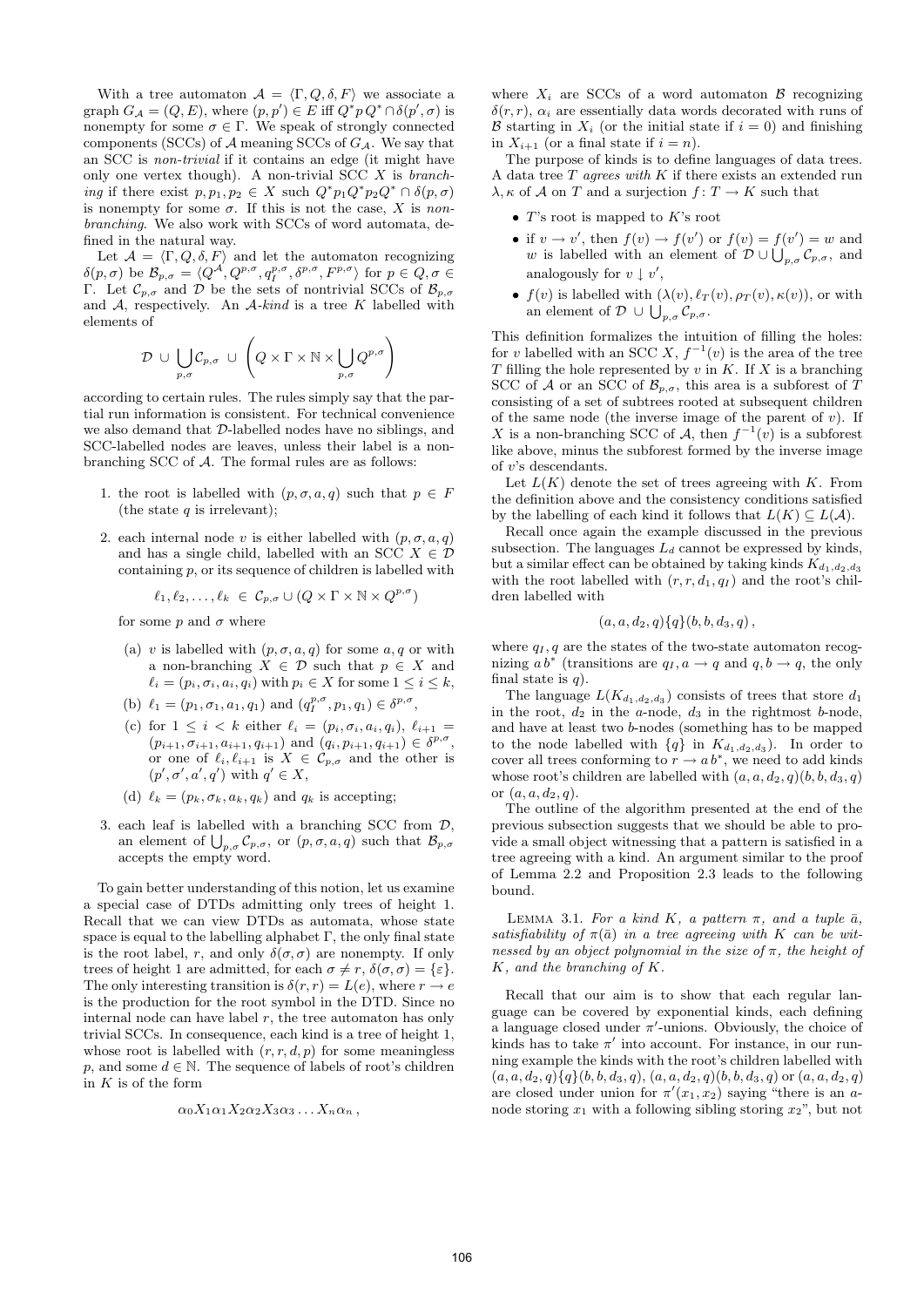With a tree automaton $\mathcal{A} = \langle \Gamma, Q, \delta, F\rangle$ we associate a graph $G_{\mathcal{A}} = (Q, E)$, where $(p, p') \in E$ iff $Q^* p\, Q^* \cap \delta(p', \sigma)$ is nonempty for some $\sigma \in \Gamma$. We speak of strongly connected components (SCCs) of $\mathcal{A}$ meaning SCCs of $G_{\mathcal{A}}$. We say that an SCC is *non-trivial* if it contains an edge (it might have only one vertex though). A non-trivial SCC $X$ is *branching* if there exist $p, p_1, p_2 \in X$ such that $Q^*p_1Q^*p_2Q^* \cap \delta(p, \sigma)$ is nonempty for some $\sigma$. If this is not the case, $X$ is *non-branching*. We also work with SCCs of word automata, defined in the natural way.

Let $\mathcal{A} = \langle \Gamma, Q, \delta, F\rangle$ and let the automaton recognizing $\delta(p, \sigma)$ be $\mathcal{B}_{p,\sigma} = \langle Q^{\mathcal{A}}, Q^{p,\sigma}, q_I^{p,\sigma}, \delta^{p,\sigma}, F^{p,\sigma}\rangle$ for $p \in Q, \sigma \in \Gamma$. Let $\mathcal{C}_{p,\sigma}$ and $\mathcal{D}$ be the sets of nontrivial SCCs of $\mathcal{B}_{p,\sigma}$ and $\mathcal{A}$, respectively. An $\mathcal{A}$-*kind* is a tree $K$ labelled with elements of

$$\mathcal{D} \;\cup\; \bigcup_{p,\sigma} \mathcal{C}_{p,\sigma} \;\cup\; \left( Q \times \Gamma \times \mathbb{N} \times \bigcup_{p,\sigma} Q^{p,\sigma} \right)$$

according to certain rules. The rules simply say that the partial run information is consistent. For technical convenience we also demand that $\mathcal{D}$-labelled nodes have no siblings, and SCC-labelled nodes are leaves, unless their label is a non-branching SCC of $\mathcal{A}$. The formal rules are as follows:

1. the root is labelled with $(p, \sigma, a, q)$ such that $p \in F$ (the state $q$ is irrelevant);
2. each internal node $v$ is either labelled with $(p, \sigma, a, q)$ and has a single child, labelled with an SCC $X \in \mathcal{D}$ containing $p$, or its sequence of children is labelled with

   $$\ell_1, \ell_2, \ldots, \ell_k \;\in\; \mathcal{C}_{p,\sigma} \cup (Q \times \Gamma \times \mathbb{N} \times Q^{p,\sigma})$$

   for some $p$ and $\sigma$ where

   (a) $v$ is labelled with $(p, \sigma, a, q)$ for some $a, q$ or with a non-branching $X \in \mathcal{D}$ such that $p \in X$ and $\ell_i = (p_i, \sigma_i, a_i, q_i)$ with $p_i \in X$ for some $1 \le i \le k$,

   (b) $\ell_1 = (p_1, \sigma_1, a_1, q_1)$ and $(q_I^{p,\sigma}, p_1, q_1) \in \delta^{p,\sigma}$,

   (c) for $1 \le i < k$ either $\ell_i = (p_i, \sigma_i, a_i, q_i)$, $\ell_{i+1} = (p_{i+1}, \sigma_{i+1}, a_{i+1}, q_{i+1})$ and $(q_i, p_{i+1}, q_{i+1}) \in \delta^{p,\sigma}$, or one of $\ell_i, \ell_{i+1}$ is $X \in \mathcal{C}_{p,\sigma}$ and the other is $(p', \sigma', a', q')$ with $q' \in X$,

   (d) $\ell_k = (p_k, \sigma_k, a_k, q_k)$ and $q_k$ is accepting;
3. each leaf is labelled with a branching SCC from $\mathcal{D}$, an element of $\bigcup_{p,\sigma} \mathcal{C}_{p,\sigma}$, or $(p, \sigma, a, q)$ such that $\mathcal{B}_{p,\sigma}$ accepts the empty word.

To gain better understanding of this notion, let us examine a special case of DTDs admitting only trees of height 1. Recall that we can view DTDs as automata, whose state space is equal to the labelling alphabet $\Gamma$, the only final state is the root label, $r$, and only $\delta(\sigma, \sigma)$ are nonempty. If only trees of height 1 are admitted, for each $\sigma \ne r$, $\delta(\sigma, \sigma) = \{\varepsilon\}$. The only interesting transition is $\delta(r, r) = L(e)$, where $r \to e$ is the production for the root symbol in the DTD. Since no internal node can have label $r$, the tree automaton has only trivial SCCs. In consequence, each kind is a tree of height 1, whose root is labelled with $(r, r, d, p)$ for some meaningless $p$, and some $d \in \mathbb{N}$. The sequence of labels of root's children in $K$ is of the form

$$\alpha_0 X_1 \alpha_1 X_2 \alpha_2 X_3 \alpha_3 \ldots X_n \alpha_n \,,$$

where $X_i$ are SCCs of a word automaton $\mathcal{B}$ recognizing $\delta(r, r)$, $\alpha_i$ are essentially data words decorated with runs of $\mathcal{B}$ starting in $X_i$ (or the initial state if $i = 0$) and finishing in $X_{i+1}$ (or a final state if $i = n$).

The purpose of kinds is to define languages of data trees. A data tree $T$ *agrees with* $K$ if there exists an extended run $\lambda, \kappa$ of $\mathcal{A}$ on $T$ and a surjection $f : T \to K$ such that

- $T$'s root is mapped to $K$'s root
- if $v \to v'$, then $f(v) \to f(v')$ or $f(v) = f(v') = w$ and $w$ is labelled with an element of $\mathcal{D} \cup \bigcup_{p,\sigma} \mathcal{C}_{p,\sigma}$, and analogously for $v \downarrow v'$,
- $f(v)$ is labelled with $(\lambda(v), \ell_T(v), \rho_T(v), \kappa(v))$, or with an element of $\mathcal{D} \cup \bigcup_{p,\sigma} \mathcal{C}_{p,\sigma}$.

This definition formalizes the intuition of filling the holes: for $v$ labelled with an SCC $X$, $f^{-1}(v)$ is the area of the tree $T$ filling the hole represented by $v$ in $K$. If $X$ is a branching SCC of $\mathcal{A}$ or an SCC of $\mathcal{B}_{p,\sigma}$, this area is a subforest of $T$ consisting of a set of subtrees rooted at subsequent children of the same node (the inverse image of the parent of $v$). If $X$ is a non-branching SCC of $\mathcal{A}$, then $f^{-1}(v)$ is a subforest like above, minus the subforest formed by the inverse image of $v$'s descendants.

Let $L(K)$ denote the set of trees agreeing with $K$. From the definition above and the consistency conditions satisfied by the labelling of each kind it follows that $L(K) \subseteq L(\mathcal{A})$.

Recall once again the example discussed in the previous subsection. The languages $L_d$ cannot be expressed by kinds, but a similar effect can be obtained by taking kinds $K_{d_1,d_2,d_3}$ with the root labelled with $(r, r, d_1, q_I)$ and the root's children labelled with

$$(a, a, d_2, q)\{q\}(b, b, d_3, q)\,,$$

where $q_I, q$ are the states of the two-state automaton recognizing $a\,b^*$ (transitions are $q_I, a \to q$ and $q, b \to q$, the only final state is $q$).

The language $L(K_{d_1,d_2,d_3})$ consists of trees that store $d_1$ in the root, $d_2$ in the $a$-node, $d_3$ in the rightmost $b$-node, and have at least two $b$-nodes (something has to be mapped to the node labelled with $\{q\}$ in $K_{d_1,d_2,d_3}$). In order to cover all trees conforming to $r \to a\,b^*$, we need to add kinds whose root's children are labelled with $(a, a, d_2, q)(b, b, d_3, q)$ or $(a, a, d_2, q)$.

The outline of the algorithm presented at the end of the previous subsection suggests that we should be able to provide a small object witnessing that a pattern is satisfied in a tree agreeing with a kind. An argument similar to the proof of Lemma 2.2 and Proposition 2.3 leads to the following bound.

Lemma 3.1. *For a kind $K$, a pattern $\pi$, and a tuple $\bar{a}$, satisfiability of $\pi(\bar{a})$ in a tree agreeing with $K$ can be witnessed by an object polynomial in the size of $\pi$, the height of $K$, and the branching of $K$.*

Recall that our aim is to show that each regular language can be covered by exponential kinds, each defining a language closed under $\pi'$-unions. Obviously, the choice of kinds has to take $\pi'$ into account. For instance, in our running example the kinds with the root's children labelled with $(a, a, d_2, q)\{q\}(b, b, d_3, q)$, $(a, a, d_2, q)(b, b, d_3, q)$ or $(a, a, d_2, q)$ are closed under union for $\pi'(x_1, x_2)$ saying "there is an $a$-node storing $x_1$ with a following sibling storing $x_2$", but not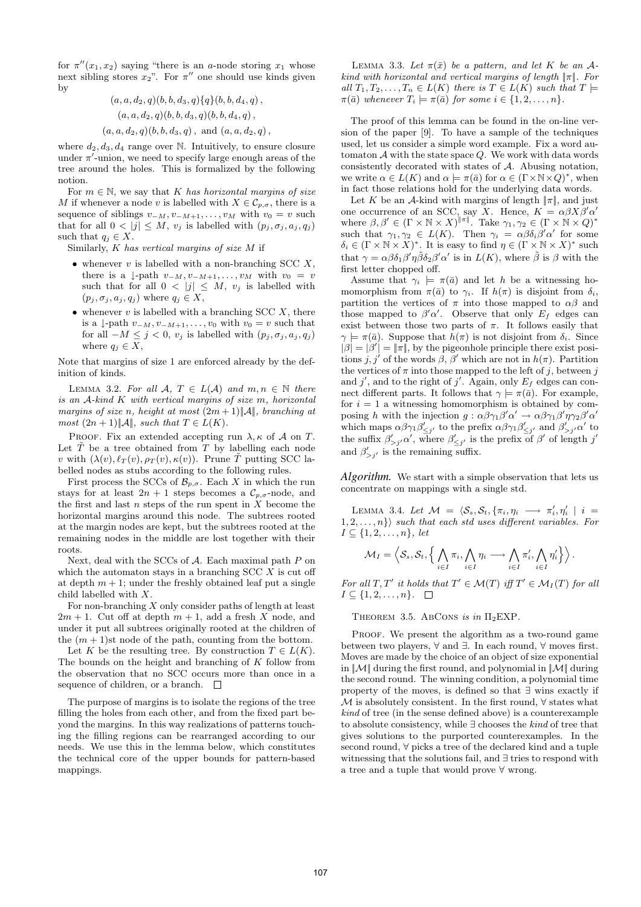for $\pi''(x_1, x_2)$ saying "there is an $a$-node storing $x_1$ whose next sibling stores $x_2$". For $\pi''$ one should use kinds given by

$$(a, a, d_2, q)(b, b, d_3, q)\{q\}(b, b, d_4, q)\,,$$
$$(a, a, d_2, q)(b, b, d_3, q)(b, b, d_4, q)\,,$$
$$(a, a, d_2, q)(b, b, d_3, q)\,, \text{ and } (a, a, d_2, q)\,,$$

where $d_2, d_3, d_4$ range over $\mathbb{N}$. Intuitively, to ensure closure under $\pi'$-union, we need to specify large enough areas of the tree around the holes. This is formalized by the following notion.

For $m \in \mathbb{N}$, we say that $K$ *has horizontal margins of size* $M$ if whenever a node $v$ is labelled with $X \in \mathcal{C}_{p,\sigma}$, there is a sequence of siblings $v_{-M}, v_{-M+1}, \ldots, v_M$ with $v_0 = v$ such that for all $0 < |j| \le M$, $v_j$ is labelled with $(p_j, \sigma_j, a_j, q_j)$ such that $q_j \in X$.

Similarly, $K$ *has vertical margins of size* $M$ if

- whenever $v$ is labelled with a non-branching SCC $X$, there is a $\downarrow$-path $v_{-M}, v_{-M+1}, \ldots, v_M$ with $v_0 = v$ such that for all $0 < |j| \le M$, $v_j$ is labelled with $(p_j, \sigma_j, a_j, q_j)$ where $q_j \in X$,
- whenever $v$ is labelled with a branching SCC $X$, there is a $\downarrow$-path $v_{-M}, v_{-M+1}, \ldots, v_0$ with $v_0 = v$ such that for all $-M \le j < 0$, $v_j$ is labelled with $(p_j, \sigma_j, a_j, q_j)$ where $q_j \in X$,

Note that margins of size 1 are enforced already by the definition of kinds.

Lemma 3.2. *For all $\mathcal{A}$, $T \in L(\mathcal{A})$ and $m, n \in \mathbb{N}$ there is an $\mathcal{A}$-kind $K$ with vertical margins of size $m$, horizontal margins of size $n$, height at most $(2m+1)\|\mathcal{A}\|$, branching at most $(2n+1)\|\mathcal{A}\|$, such that $T \in L(K)$.*

Proof. Fix an extended accepting run $\lambda, \kappa$ of $\mathcal{A}$ on $T$. Let $\tilde{T}$ be a tree obtained from $T$ by labelling each node $v$ with $(\lambda(v), \ell_T(v), \rho_T(v), \kappa(v))$. Prune $\tilde{T}$ putting SCC labelled nodes as stubs according to the following rules.

First process the SCCs of $\mathcal{B}_{p,\sigma}$. Each $X$ in which the run stays for at least $2n+1$ steps becomes a $\mathcal{C}_{p,\sigma}$-node, and the first and last $n$ steps of the run spent in $X$ become the horizontal margins around this node. The subtrees rooted at the margin nodes are kept, but the subtrees rooted at the remaining nodes in the middle are lost together with their roots.

Next, deal with the SCCs of $\mathcal{A}$. Each maximal path $P$ on which the automaton stays in a branching SCC $X$ is cut off at depth $m+1$; under the freshly obtained leaf put a single child labelled with $X$.

For non-branching $X$ only consider paths of length at least $2m+1$. Cut off at depth $m+1$, add a fresh $X$ node, and under it put all subtrees originally rooted at the children of the $(m+1)$st node of the path, counting from the bottom.

Let $K$ be the resulting tree. By construction $T \in L(K)$. The bounds on the height and branching of $K$ follow from the observation that no SCC occurs more than once in a sequence of children, or a branch. $\Box$

The purpose of margins is to isolate the regions of the tree filling the holes from each other, and from the fixed part beyond the margins. In this way realizations of patterns touching the filling regions can be rearranged according to our needs. We use this in the lemma below, which constitutes the technical core of the upper bounds for pattern-based mappings.

Lemma 3.3. *Let $\pi(\bar{x})$ be a pattern, and let $K$ be an $\mathcal{A}$-kind with horizontal and vertical margins of length $\|\pi\|$. For all $T_1, T_2, \ldots, T_n \in L(K)$ there is $T \in L(K)$ such that $T \models \pi(\bar{a})$ whenever $T_i \models \pi(\bar{a})$ for some $i \in \{1, 2, \ldots, n\}$.*

The proof of this lemma can be found in the on-line version of the paper [9]. To have a sample of the techniques used, let us consider a simple word example. Fix a word automaton $\mathcal{A}$ with the state space $Q$. We work with data words consistently decorated with states of $\mathcal{A}$. Abusing notation, we write $\alpha \in L(K)$ and $\alpha \models \pi(\bar{a})$ for $\alpha \in (\Gamma \times \mathbb{N} \times Q)^*$, when in fact those relations hold for the underlying data words.

Let $K$ be an $\mathcal{A}$-kind with margins of length $\|\pi\|$, and just one occurrence of an SCC, say $X$. Hence, $K = \alpha\beta X \beta' \alpha'$ where $\beta, \beta' \in (\Gamma \times \mathbb{N} \times X)^{\|\pi\|}$. Take $\gamma_1, \gamma_2 \in (\Gamma \times \mathbb{N} \times Q)^*$ such that $\gamma_1, \gamma_2 \in L(K)$. Then $\gamma_i = \alpha\beta\delta_i\beta'\alpha'$ for some $\delta_i \in (\Gamma \times \mathbb{N} \times X)^*$. It is easy to find $\eta \in (\Gamma \times \mathbb{N} \times X)^*$ such that $\gamma = \alpha\beta\delta_1\beta'\eta\tilde{\beta}\delta_2\beta'\alpha'$ is in $L(K)$, where $\tilde{\beta}$ is $\beta$ with the first letter chopped off.

Assume that $\gamma_i \models \pi(\bar{a})$ and let $h$ be a witnessing homomorphism from $\pi(\bar{a})$ to $\gamma_i$. If $h(\pi)$ is disjoint from $\delta_i$, partition the vertices of $\pi$ into those mapped to $\alpha\beta$ and those mapped to $\beta'\alpha'$. Observe that only $E_f$ edges can exist between those two parts of $\pi$. It follows easily that $\gamma \models \pi(\bar{a})$. Suppose that $h(\pi)$ is not disjoint from $\delta_i$. Since $|\beta| = |\beta'| = \|\pi\|$, by the pigeonhole principle there exist positions $j, j'$ of the words $\beta$, $\beta'$ which are not in $h(\pi)$. Partition the vertices of $\pi$ into those mapped to the left of $j$, between $j$ and $j'$, and to the right of $j'$. Again, only $E_f$ edges can connect different parts. It follows that $\gamma \models \pi(\bar{a})$. For example, for $i = 1$ a witnessing homomorphism is obtained by composing $h$ with the injection $g : \alpha\beta\gamma_1\beta'\alpha' \to \alpha\beta\gamma_1\beta'\eta\gamma_2\beta'\alpha'$ which maps $\alpha\beta\gamma_1\beta'_{\le j'}$ to the prefix $\alpha\beta\gamma_1\beta'_{\le j'}$ and $\beta'_{>j'}\alpha'$ to the suffix $\beta'_{>j'}\alpha'$, where $\beta'_{\le j'}$ is the prefix of $\beta'$ of length $j'$ and $\beta'_{>j'}$ is the remaining suffix.

***Algorithm.*** We start with a simple observation that lets us concentrate on mappings with a single std.

Lemma 3.4. *Let $\mathcal{M} = \langle \mathcal{S}_s, \mathcal{S}_t, \{\pi_i, \eta_i \longrightarrow \pi'_i, \eta'_i \mid i = 1, 2, \ldots, n\}\rangle$ such that each std uses different variables. For $I \subseteq \{1, 2, \ldots, n\}$, let*

$$\mathcal{M}_I = \Big\langle \mathcal{S}_s, \mathcal{S}_t, \Big\{ \bigwedge_{i \in I} \pi_i, \bigwedge_{i \in I} \eta_i \longrightarrow \bigwedge_{i \in I} \pi'_i, \bigwedge_{i \in I} \eta'_i \Big\} \Big\rangle\,.$$

*For all $T, T'$ it holds that $T' \in \mathcal{M}(T)$ iff $T' \in \mathcal{M}_I(T)$ for all $I \subseteq \{1, 2, \ldots, n\}$.* $\Box$

Theorem 3.5. AbCons *is in* $\Pi_2$EXP.

Proof. We present the algorithm as a two-round game between two players, $\forall$ and $\exists$. In each round, $\forall$ moves first. Moves are made by the choice of an object of size exponential in $\|\mathcal{M}\|$ during the first round, and polynomial in $\|\mathcal{M}\|$ during the second round. The winning condition, a polynomial time property of the moves, is defined so that $\exists$ wins exactly if $\mathcal{M}$ is absolutely consistent. In the first round, $\forall$ states what *kind* of tree (in the sense defined above) is a counterexample to absolute consistency, while $\exists$ chooses the *kind* of tree that gives solutions to the purported counterexamples. In the second round, $\forall$ picks a tree of the declared kind and a tuple witnessing that the solutions fail, and $\exists$ tries to respond with a tree and a tuple that would prove $\forall$ wrong.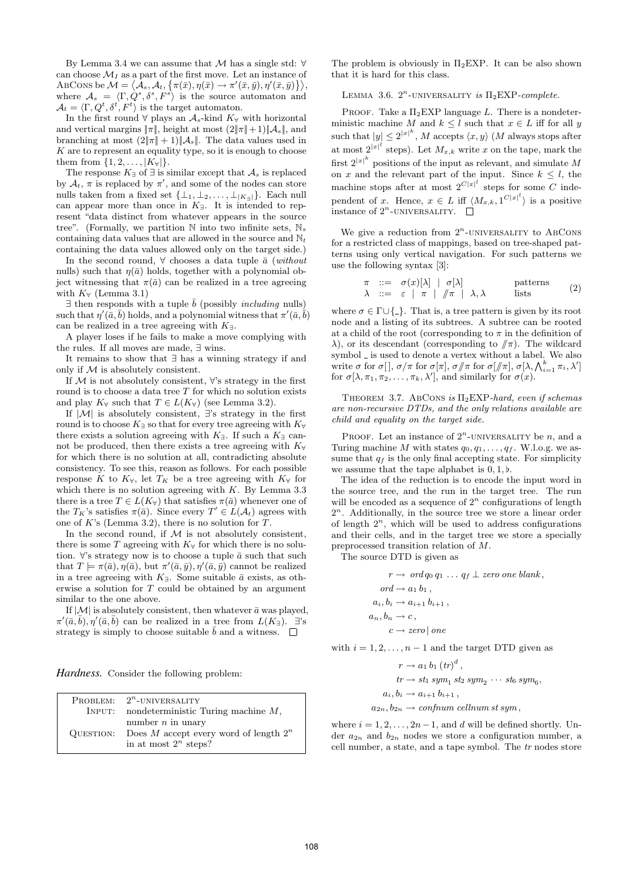By Lemma 3.4 we can assume that $\mathcal{M}$ has a single std: $\forall$ can choose $\mathcal{M}_I$ as a part of the first move. Let an instance of AbCons be $\mathcal{M} = \langle \mathcal{A}_s, \mathcal{A}_t, \{\pi(\bar{x}), \eta(\bar{x}) \to \pi'(\bar{x}, \bar{y}), \eta'(\bar{x}, \bar{y})\}\rangle$, where $\mathcal{A}_s = \langle \Gamma, Q^s, \delta^s, F^s\rangle$ is the source automaton and $\mathcal{A}_t = \langle \Gamma, Q^t, \delta^t, F^t\rangle$ is the target automaton.

In the first round $\forall$ plays an $\mathcal{A}_s$-kind $K_\forall$ with horizontal and vertical margins $\|\pi\|$, height at most $(2\|\pi\|+1)\|\mathcal{A}_s\|$, and branching at most $(2\|\pi\|+1)\|\mathcal{A}_s\|$. The data values used in $K$ are to represent an equality type, so it is enough to choose them from $\{1, 2, \ldots, |K_\forall|\}$.

The response $K_\exists$ of $\exists$ is similar except that $\mathcal{A}_s$ is replaced by $\mathcal{A}_t$, $\pi$ is replaced by $\pi'$, and some of the nodes can store nulls taken from a fixed set $\{\bot_1, \bot_2, \ldots, \bot_{|K_\exists|}\}$. Each null can appear more than once in $K_\exists$. It is intended to represent "data distinct from whatever appears in the source tree". (Formally, we partition $\mathbb{N}$ into two infinite sets, $\mathbb{N}_s$ containing data values that are allowed in the source and $\mathbb{N}_t$ containing the data values allowed only on the target side.)

In the second round, $\forall$ chooses a data tuple $\bar{a}$ (*without* nulls) such that $\eta(\bar{a})$ holds, together with a polynomial object witnessing that $\pi(\bar{a})$ can be realized in a tree agreeing with $K_\forall$ (Lemma 3.1)

$\exists$ then responds with a tuple $\bar{b}$ (possibly *including* nulls) such that $\eta'(\bar{a}, \bar{b})$ holds, and a polynomial witness that $\pi'(\bar{a}, \bar{b})$ can be realized in a tree agreeing with $K_\exists$.

A player loses if he fails to make a move complying with the rules. If all moves are made, $\exists$ wins.

It remains to show that $\exists$ has a winning strategy if and only if $\mathcal{M}$ is absolutely consistent.

If $\mathcal{M}$ is not absolutely consistent, $\forall$'s strategy in the first round is to choose a data tree $T$ for which no solution exists and play $K_\forall$ such that $T \in L(K_\forall)$ (see Lemma 3.2).

If $|\mathcal{M}|$ is absolutely consistent, $\exists$'s strategy in the first round is to choose $K_\exists$ so that for every tree agreeing with $K_\forall$ there exists a solution agreeing with $K_\exists$. If such a $K_\exists$ cannot be produced, then there exists a tree agreeing with $K_\forall$ for which there is no solution at all, contradicting absolute consistency. To see this, reason as follows. For each possible response $K$ to $K_\forall$, let $T_K$ be a tree agreeing with $K_\forall$ for which there is no solution agreeing with $K$. By Lemma 3.3 there is a tree $T \in L(K_\forall)$ that satisfies $\pi(\bar{a})$ whenever one of the $T_K$'s satisfies $\pi(\bar{a})$. Since every $T' \in L(\mathcal{A}_t)$ agrees with one of $K$'s (Lemma 3.2), there is no solution for $T$.

In the second round, if $\mathcal{M}$ is not absolutely consistent, there is some $T$ agreeing with $K_\forall$ for which there is no solution. $\forall$'s strategy now is to choose a tuple $\bar{a}$ such that such that $T \models \pi(\bar{a}), \eta(\bar{a})$, but $\pi'(\bar{a}, \bar{y}), \eta'(\bar{a}, \bar{y})$ cannot be realized in a tree agreeing with $K_\exists$. Some suitable $\bar{a}$ exists, as otherwise a solution for $T$ could be obtained by an argument similar to the one above.

If $|\mathcal{M}|$ is absolutely consistent, then whatever $\bar{a}$ was played, $\pi'(\bar{a}, \bar{b}), \eta'(\bar{a}, \bar{b})$ can be realized in a tree from $L(K_\exists)$. $\exists$'s strategy is simply to choose suitable $\bar{b}$ and a witness. $\square$

***Hardness.*** Consider the following problem:

| | |
|---|---|
| PROBLEM: | $2^n$-UNIVERSALITY |
| INPUT: | nondeterministic Turing machine $M$, number $n$ in unary |
| QUESTION: | Does $M$ accept every word of length $2^n$ in at most $2^n$ steps? |

The problem is obviously in $\Pi_2$EXP. It can be also shown that it is hard for this class.

LEMMA 3.6. *$2^n$-UNIVERSALITY is $\Pi_2$EXP-complete.*

PROOF. Take a $\Pi_2$EXP language $L$. There is a nondeterministic machine $M$ and $k \le l$ such that $x \in L$ iff for all $y$ such that $|y| \le 2^{|x|^k}$, $M$ accepts $\langle x, y\rangle$ ($M$ always stops after at most $2^{|x|^l}$ steps). Let $M_{x,k}$ write $x$ on the tape, mark the first $2^{|x|^k}$ positions of the input as relevant, and simulate $M$ on $x$ and the relevant part of the input. Since $k \le l$, the machine stops after at most $2^{C|x|^l}$ steps for some $C$ independent of $x$. Hence, $x \in L$ iff $\langle M_{x,k}, 1^{C|x|^l}\rangle$ is a positive instance of $2^n$-UNIVERSALITY. $\square$

We give a reduction from $2^n$-UNIVERSALITY to AbCons for a restricted class of mappings, based on tree-shaped patterns using only vertical navigation. For such patterns we use the following syntax [3]:

$$\begin{array}{lcll} \pi & ::= & \sigma(x)[\lambda] \;\mid\; \sigma[\lambda] & \text{patterns} \\ \lambda & ::= & \varepsilon \;\mid\; \pi \;\mid\; /\!\!/\pi \;\mid\; \lambda, \lambda & \text{lists} \end{array} \qquad (2)$$

where $\sigma \in \Gamma \cup \{\_\}$. That is, a tree pattern is given by its root node and a listing of its subtrees. A subtree can be rooted at a child of the root (corresponding to $\pi$ in the definition of $\lambda$), or its descendant (corresponding to $/\!\!/\pi$). The wildcard symbol _ is used to denote a vertex without a label. We also write $\sigma$ for $\sigma[]$, $\sigma/\pi$ for $\sigma[\pi]$, $\sigma/\!\!/\pi$ for $\sigma[/\!\!/\pi]$, $\sigma[\lambda, \bigwedge_{i=1}^k \pi_i, \lambda']$ for $\sigma[\lambda, \pi_1, \pi_2, \ldots, \pi_k, \lambda']$, and similarly for $\sigma(x)$.

THEOREM 3.7. *AbCons is $\Pi_2$EXP-hard, even if schemas are non-recursive DTDs, and the only relations available are child and equality on the target side.*

PROOF. Let an instance of $2^n$-UNIVERSALITY be $n$, and a Turing machine $M$ with states $q_0, q_1, \ldots, q_f$. W.l.o.g. we assume that $q_f$ is the only final accepting state. For simplicity we assume that the tape alphabet is $0, 1, \flat$.

The idea of the reduction is to encode the input word in the source tree, and the run in the target tree. The run will be encoded as a sequence of $2^n$ configurations of length $2^n$. Additionally, in the source tree we store a linear order of length $2^n$, which will be used to address configurations and their cells, and in the target tree we store a specially preprocessed transition relation of $M$.

The source DTD is given as

$$\begin{aligned} r &\to ord\, q_0\, q_1\, \ldots\, q_f \perp zero\ one\ blank\,, \\ ord &\to a_1\, b_1\,, \\ a_i, b_i &\to a_{i+1}\, b_{i+1}\,, \\ a_n, b_n &\to c\,, \\ c &\to zero \mid one \end{aligned}$$

with $i = 1, 2, \ldots, n-1$ and the target DTD given as

$$\begin{aligned} r &\to a_1\, b_1\, (tr)^d\,, \\ tr &\to st_1\ sym_1\ st_2\ sym_2\ \cdots\ st_6\ sym_6, \\ a_i, b_i &\to a_{i+1}\, b_{i+1}\,, \\ a_{2n}, b_{2n} &\to confnum\ cellnum\ st\ sym\,, \end{aligned}$$

where $i = 1, 2, \ldots, 2n-1$, and $d$ will be defined shortly. Under $a_{2n}$ and $b_{2n}$ nodes we store a configuration number, a cell number, a state, and a tape symbol. The $tr$ nodes store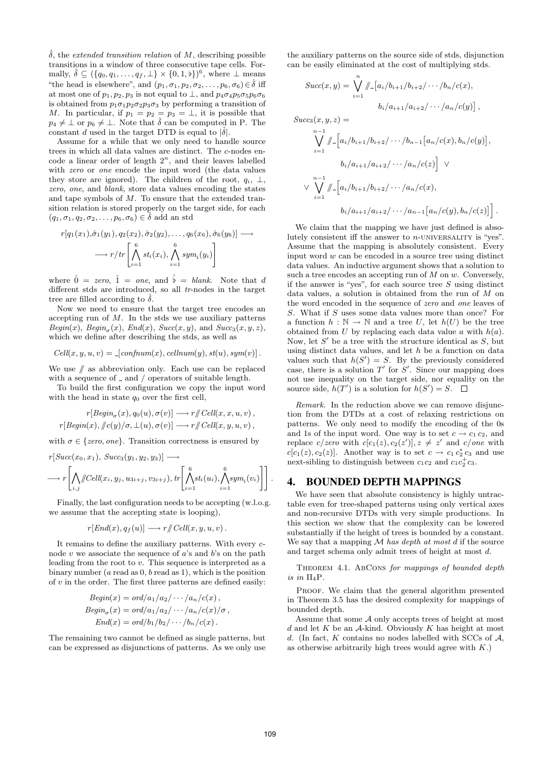$\hat{\delta}$, the *extended transition relation* of $M$, describing possible transitions in a window of three consecutive tape cells. Formally, $\hat{\delta} \subseteq (\{q_0, q_1, \ldots, q_f, \bot\} \times \{0, 1, \flat\})^6$, where $\bot$ means "the head is elsewhere", and $(p_1, \sigma_1, p_2, \sigma_2, \ldots, p_6, \sigma_6) \in \hat{\delta}$ iff at most one of $p_1, p_2, p_3$ is not equal to $\bot$, and $p_4\sigma_4 p_5\sigma_5 p_6\sigma_6$ is obtained from $p_1\sigma_1 p_2\sigma_2 p_3\sigma_3$ by performing a transition of $M$. In particular, if $p_1 = p_2 = p_3 = \bot$, it is possible that $p_4 \neq \bot$ or $p_6 \neq \bot$. Note that $\hat{\delta}$ can be computed in P. The constant $d$ used in the target DTD is equal to $|\hat{\delta}|$.

Assume for a while that we only need to handle source trees in which all data values are distinct. The $c$-nodes encode a linear order of length $2^n$, and their leaves labelled with *zero* or *one* encode the input word (the data values they store are ignored). The children of the root, $q_i$, $\bot$, *zero*, *one*, and *blank*, store data values encoding the states and tape symbols of $M$. To ensure that the extended transition relation is stored properly on the target side, for each $(q_1, \sigma_1, q_2, \sigma_2, \ldots, p_6, \sigma_6) \in \hat{\delta}$ add an std

$$r[q_1(x_1), \hat{\sigma}_1(y_1), q_2(x_2), \hat{\sigma}_2(y_2), \ldots, q_6(x_6), \hat{\sigma}_6(y_6)] \longrightarrow$$
$$\longrightarrow r/tr\left[\bigwedge_{i=1}^{6} st_i(x_i), \bigwedge_{i=1}^{6} sym_i(y_i)\right]$$

where $\hat{0} = zero$, $\hat{1} = one$, and $\hat{\flat} = blank$. Note that $d$ different stds are introduced, so all $tr$-nodes in the target tree are filled according to $\hat{\delta}$.

Now we need to ensure that the target tree encodes an accepting run of $M$. In the stds we use auxiliary patterns $Begin(x)$, $Begin_\sigma(x)$, $End(x)$, $Succ(x, y)$, and $Succ_3(x, y, z)$, which we define after describing the stds, as well as

$$Cell(x, y, u, v) = \_[confnum(x), cellnum(y), st(u), sym(v)]\,.$$

We use $/\!\!/$ as abbreviation only. Each use can be replaced with a sequence of $\_$ and $/$ operators of suitable length.

To build the first configuration we copy the input word with the head in state $q_0$ over the first cell,

$$r[Begin_\sigma(x), q_0(u), \sigma(v)] \longrightarrow r/\!\!/ Cell(x, x, u, v)\,,$$
$$r[Begin(x), /\!\!/ c(y)/\sigma, \bot(u), \sigma(v)] \longrightarrow r/\!\!/ Cell(x, y, u, v)\,,$$

with $\sigma \in \{zero, one\}$. Transition correctness is ensured by

$$r[Succ(x_0, x_1),\ Succ_3(y_1, y_2, y_3)] \longrightarrow$$
$$\longrightarrow r\left[\bigwedge_{i,j} /\!\!/ Cell(x_i, y_j, u_{3i+j}, v_{3i+j}), tr\left[\bigwedge_{i=1}^{6} st_i(u_i), \bigwedge_{i=1}^{6} sym_i(v_i)\right]\right].$$

Finally, the last configuration needs to be accepting (w.l.o.g. we assume that the accepting state is looping),

$$r[End(x), q_f(u)] \longrightarrow r/\!\!/ Cell(x, y, u, v)\,.$$

It remains to define the auxiliary patterns. With every $c$-node $v$ we associate the sequence of $a$'s and $b$'s on the path leading from the root to $v$. This sequence is interpreted as a binary number ($a$ read as 0, $b$ read as 1), which is the position of $v$ in the order. The first three patterns are defined easily:

$$Begin(x) = ord/a_1/a_2/\cdots/a_n/c(x)\,,$$
$$Begin_\sigma(x) = ord/a_1/a_2/\cdots/a_n/c(x)/\sigma\,,$$
$$End(x) = ord/b_1/b_2/\cdots/b_n/c(x)\,.$$

The remaining two cannot be defined as single patterns, but can be expressed as disjunctions of patterns. As we only use the auxiliary patterns on the source side of stds, disjunction can be easily eliminated at the cost of multiplying stds.

$$Succ(x, y) = \bigvee_{i=1}^{n} /\!\!/\_\big[a_i/b_{i+1}/b_{i+2}/\cdots/b_n/c(x),$$
$$b_i/a_{i+1}/a_{i+2}/\cdots/a_n/c(y)\big]\,,$$

$$Succ_3(x, y, z) =$$
$$\bigvee_{i=1}^{n-1} /\!\!/\_\Big[a_i/b_{i+1}/b_{i+2}/\cdots/b_{n-1}\big[a_n/c(x), b_n/c(y)\big],$$
$$b_i/a_{i+1}/a_{i+2}/\cdots/a_n/c(z)\Big] \ \vee$$
$$\vee \bigvee_{i=1}^{n-1} /\!\!/\_\Big[a_i/b_{i+1}/b_{i+2}/\cdots/a_n/c(x),$$
$$b_i/a_{i+1}/a_{i+2}/\cdots/a_{n-1}\big[a_n/c(y), b_n/c(z)\big]\Big]\,.$$

We claim that the mapping we have just defined is absolutely consistent iff the answer to $n$-UNIVERSALITY is "yes". Assume that the mapping is absolutely consistent. Every input word $w$ can be encoded in a source tree using distinct data values. An inductive argument shows that a solution to such a tree encodes an accepting run of $M$ on $w$. Conversely, if the answer is "yes", for each source tree $S$ using distinct data values, a solution is obtained from the run of $M$ on the word encoded in the sequence of *zero* and *one* leaves of $S$. What if $S$ uses some data values more than once? For a function $h : \mathbb{N} \to \mathbb{N}$ and a tree $U$, let $h(U)$ be the tree obtained from $U$ by replacing each data value $a$ with $h(a)$. Now, let $S'$ be a tree with the structure identical as $S$, but using distinct data values, and let $h$ be a function on data values such that $h(S') = S$. By the previously considered case, there is a solution $T'$ for $S'$. Since our mapping does not use inequality on the target side, nor equality on the source side, $h(T')$ is a solution for $h(S') = S$. $\square$

*Remark.* In the reduction above we can remove disjunction from the DTDs at a cost of relaxing restrictions on patterns. We only need to modify the encoding of the 0s and 1s of the input word. One way is to set $c \to c_1\,c_2$, and replace $c/zero$ with $c[c_1(z), c_2(z')], z \neq z'$ and $c/one$ with $c[c_1(z), c_2(z)]$. Another way is to set $c \to c_1\,c_2^*\,c_3$ and use next-sibling to distinguish between $c_1 c_2$ and $c_1 c_2^+ c_3$.

## 4. BOUNDED DEPTH MAPPINGS

We have seen that absolute consistency is highly untractable even for tree-shaped patterns using only vertical axes and non-recursive DTDs with very simple productions. In this section we show that the complexity can be lowered substantially if the height of trees is bounded by a constant. We say that a mapping $\mathcal{M}$ *has depth at most* $d$ if the source and target schema only admit trees of height at most $d$.

THEOREM 4.1. *AbCons for mappings of bounded depth is in* $\Pi_4$P.

PROOF. We claim that the general algorithm presented in Theorem 3.5 has the desired complexity for mappings of bounded depth.

Assume that some $\mathcal{A}$ only accepts trees of height at most $d$ and let $K$ be an $\mathcal{A}$-kind. Obviously $K$ has height at most $d$. (In fact, $K$ contains no nodes labelled with SCCs of $\mathcal{A}$, as otherwise arbitrarily high trees would agree with $K$.)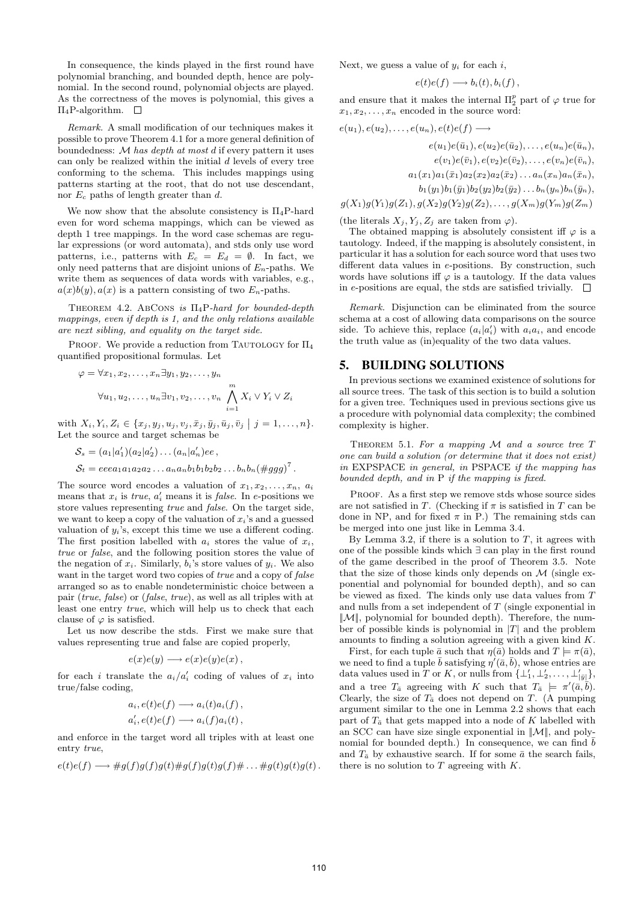In consequence, the kinds played in the first round have polynomial branching, and bounded depth, hence are polynomial. In the second round, polynomial objects are played. As the correctness of the moves is polynomial, this gives a $\Pi_4$P-algorithm. □

*Remark.* A small modification of our techniques makes it possible to prove Theorem 4.1 for a more general definition of boundedness: $\mathcal{M}$ *has depth at most* $d$ if every pattern it uses can only be realized within the initial $d$ levels of every tree conforming to the schema. This includes mappings using patterns starting at the root, that do not use descendant, nor $E_c$ paths of length greater than $d$.

We now show that the absolute consistency is $\Pi_4$P-hard even for word schema mappings, which can be viewed as depth 1 tree mappings. In the word case schemas are regular expressions (or word automata), and stds only use word patterns, i.e., patterns with $E_c = E_d = \emptyset$. In fact, we only need patterns that are disjoint unions of $E_n$-paths. We write them as sequences of data words with variables, e.g., $a(x)b(y), a(x)$ is a pattern consisting of two $E_n$-paths.

THEOREM 4.2. AbCons *is* $\Pi_4$P*-hard for bounded-depth mappings, even if depth is 1, and the only relations available are next sibling, and equality on the target side.*

PROOF. We provide a reduction from Tautology for $\Pi_4$ quantified propositional formulas. Let

$$\varphi = \forall x_1, x_2, \ldots, x_n \exists y_1, y_2, \ldots, y_n$$
$$\forall u_1, u_2, \ldots, u_n \exists v_1, v_2, \ldots, v_n \bigwedge_{i=1}^{m} X_i \vee Y_i \vee Z_i$$

with $X_i, Y_i, Z_i \in \{x_j, y_j, u_j, v_j, \bar{x}_j, \bar{y}_j, \bar{u}_j, \bar{v}_j \mid j = 1, \ldots, n\}$. Let the source and target schemas be

$$\mathcal{S}_s = (a_1|a_1')(a_2|a_2') \ldots (a_n|a_n')ee\,,$$
$$\mathcal{S}_t = eeea_1a_1a_2a_2 \ldots a_na_nb_1b_1b_2b_2 \ldots b_nb_n(\#ggg)^7\,.$$

The source word encodes a valuation of $x_1, x_2, \ldots, x_n$, $a_i$ means that $x_i$ is *true*, $a_i'$ means it is *false*. In $e$-positions we store values representing *true* and *false*. On the target side, we want to keep a copy of the valuation of $x_i$'s and a guessed valuation of $y_i$'s, except this time we use a different coding. The first position labelled with $a_i$ stores the value of $x_i$, *true* or *false*, and the following position stores the value of the negation of $x_i$. Similarly, $b_i$'s store values of $y_i$. We also want in the target word two copies of *true* and a copy of *false* arranged so as to enable nondeterministic choice between a pair (*true*, *false*) or (*false*, *true*), as well as all triples with at least one entry *true*, which will help us to check that each clause of $\varphi$ is satisfied.

Let us now describe the stds. First we make sure that values representing true and false are copied properly,

$$e(x)e(y) \longrightarrow e(x)e(y)e(x)\,,$$

for each $i$ translate the $a_i/a_i'$ coding of values of $x_i$ into true/false coding,

$$a_i, e(t)e(f) \longrightarrow a_i(t)a_i(f)\,,$$
$$a_i', e(t)e(f) \longrightarrow a_i(f)a_i(t)\,,$$

and enforce in the target word all triples with at least one entry *true*,

$$e(t)e(f) \longrightarrow \#g(f)g(f)g(t)\#g(f)g(t)g(f)\# \ldots \#g(t)g(t)g(t)\,.$$

Next, we guess a value of $y_i$ for each $i$,

$$e(t)e(f) \longrightarrow b_i(t), b_i(f)\,,$$

and ensure that it makes the internal $\Pi_2^p$ part of $\varphi$ true for $x_1, x_2, \ldots, x_n$ encoded in the source word:

$$\begin{aligned}
&e(u_1), e(u_2), \ldots, e(u_n), e(t)e(f) \longrightarrow \\
&\qquad e(u_1)e(\bar{u}_1), e(u_2)e(\bar{u}_2), \ldots, e(u_n)e(\bar{u}_n), \\
&\qquad e(v_1)e(\bar{v}_1), e(v_2)e(\bar{v}_2), \ldots, e(v_n)e(\bar{v}_n), \\
&\qquad a_1(x_1)a_1(\bar{x}_1)a_2(x_2)a_2(\bar{x}_2) \ldots a_n(x_n)a_n(\bar{x}_n), \\
&\qquad b_1(y_1)b_1(\bar{y}_1)b_2(y_2)b_2(\bar{y}_2) \ldots b_n(y_n)b_n(\bar{y}_n), \\
&g(X_1)g(Y_1)g(Z_1), g(X_2)g(Y_2)g(Z_2), \ldots, g(X_m)g(Y_m)g(Z_m)
\end{aligned}$$

(the literals $X_j, Y_j, Z_j$ are taken from $\varphi$).

The obtained mapping is absolutely consistent iff $\varphi$ is a tautology. Indeed, if the mapping is absolutely consistent, in particular it has a solution for each source word that uses two different data values in $e$-positions. By construction, such words have solutions iff $\varphi$ is a tautology. If the data values in $e$-positions are equal, the stds are satisfied trivially. □

*Remark.* Disjunction can be eliminated from the source schema at a cost of allowing data comparisons on the source side. To achieve this, replace $(a_i|a_i')$ with $a_ia_i$, and encode the truth value as (in)equality of the two data values.

## 5. BUILDING SOLUTIONS

In previous sections we examined existence of solutions for all source trees. The task of this section is to build a solution for a given tree. Techniques used in previous sections give us a procedure with polynomial data complexity; the combined complexity is higher.

THEOREM 5.1. *For a mapping* $\mathcal{M}$ *and a source tree* $T$ *one can build a solution (or determine that it does not exist) in* EXPSPACE *in general, in* PSPACE *if the mapping has bounded depth, and in* P *if the mapping is fixed.*

PROOF. As a first step we remove stds whose source sides are not satisfied in $T$. (Checking if $\pi$ is satisfied in $T$ can be done in NP, and for fixed $\pi$ in P.) The remaining stds can be merged into one just like in Lemma 3.4.

By Lemma 3.2, if there is a solution to $T$, it agrees with one of the possible kinds which $\exists$ can play in the first round of the game described in the proof of Theorem 3.5. Note that the size of those kinds only depends on $\mathcal{M}$ (single exponential and polynomial for bounded depth), and so can be viewed as fixed. The kinds only use data values from $T$ and nulls from a set independent of $T$ (single exponential in $\|\mathcal{M}\|$, polynomial for bounded depth). Therefore, the number of possible kinds is polynomial in $|T|$ and the problem amounts to finding a solution agreeing with a given kind $K$.

First, for each tuple $\bar{a}$ such that $\eta(\bar{a})$ holds and $T \models \pi(\bar{a})$, we need to find a tuple $\bar{b}$ satisfying $\eta'(\bar{a}, \bar{b})$, whose entries are data values used in $T$ or $K$, or nulls from $\{\bot_1', \bot_2', \ldots, \bot_{|\bar{y}|}'\}$, and a tree $T_{\bar{a}}$ agreeing with $K$ such that $T_{\bar{a}} \models \pi'(\bar{a}, \bar{b})$. Clearly, the size of $T_{\bar{a}}$ does not depend on $T$. (A pumping argument similar to the one in Lemma 2.2 shows that each part of $T_{\bar{a}}$ that gets mapped into a node of $K$ labelled with an SCC can have size single exponential in $\|\mathcal{M}\|$, and polynomial for bounded depth.) In consequence, we can find $\bar{b}$ and $T_{\bar{a}}$ by exhaustive search. If for some $\bar{a}$ the search fails, there is no solution to $T$ agreeing with $K$.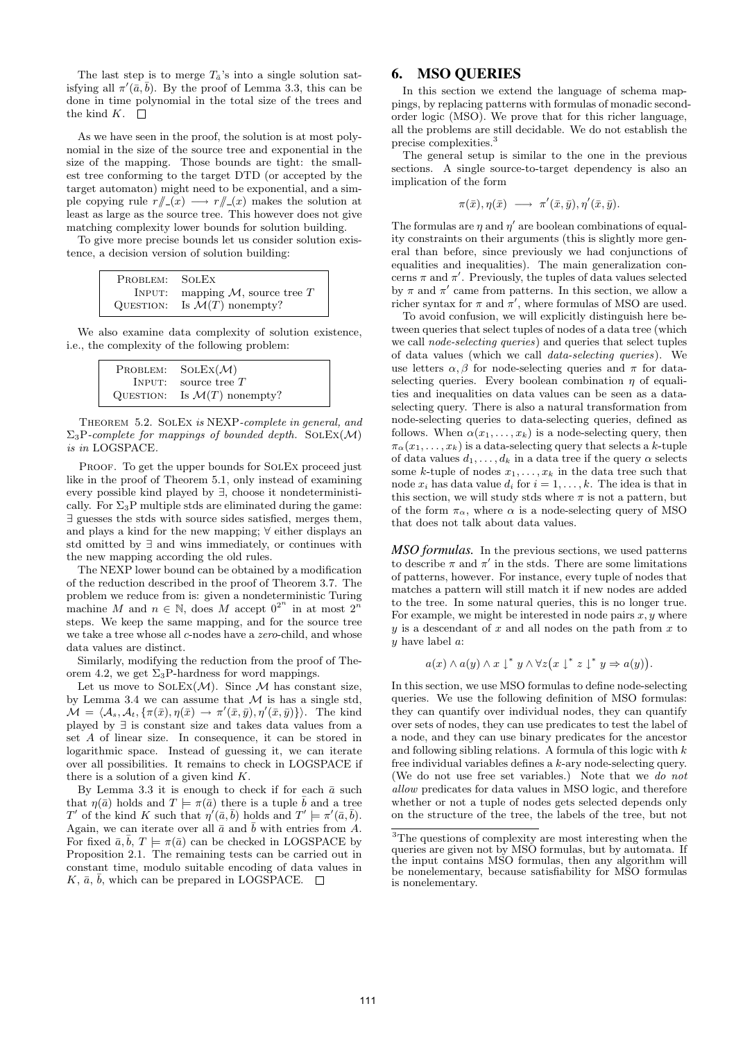The last step is to merge $T_{\bar{a}}$'s into a single solution satisfying all $\pi'(\bar{a}, \bar{b})$. By the proof of Lemma 3.3, this can be done in time polynomial in the total size of the trees and the kind $K$. $\Box$

As we have seen in the proof, the solution is at most polynomial in the size of the source tree and exponential in the size of the mapping. Those bounds are tight: the smallest tree conforming to the target DTD (or accepted by the target automaton) might need to be exponential, and a simple copying rule $r/\!\!/\_(x) \longrightarrow r/\!\!/\_(x)$ makes the solution at least as large as the source tree. This however does not give matching complexity lower bounds for solution building.

To give more precise bounds let us consider solution existence, a decision version of solution building:

| | |
|---|---|
| PROBLEM: | SOLEX |
| INPUT: | mapping $\mathcal{M}$, source tree $T$ |
| QUESTION: | Is $\mathcal{M}(T)$ nonempty? |

We also examine data complexity of solution existence, i.e., the complexity of the following problem:

| | |
|---|---|
| PROBLEM: | SOLEX($\mathcal{M}$) |
| INPUT: | source tree $T$ |
| QUESTION: | Is $\mathcal{M}(T)$ nonempty? |

THEOREM 5.2. *SOLEX is NEXP-complete in general, and $\Sigma_3$P-complete for mappings of bounded depth.* SOLEX($\mathcal{M}$) *is in* LOGSPACE.

PROOF. To get the upper bounds for SOLEX proceed just like in the proof of Theorem 5.1, only instead of examining every possible kind played by $\exists$, choose it nondeterministically. For $\Sigma_3$P multiple stds are eliminated during the game: $\exists$ guesses the stds with source sides satisfied, merges them, and plays a kind for the new mapping; $\forall$ either displays an std omitted by $\exists$ and wins immediately, or continues with the new mapping according the old rules.

The NEXP lower bound can be obtained by a modification of the reduction described in the proof of Theorem 3.7. The problem we reduce from is: given a nondeterministic Turing machine $M$ and $n \in \mathbb{N}$, does $M$ accept $0^{2^n}$ in at most $2^n$ steps. We keep the same mapping, and for the source tree we take a tree whose all $c$-nodes have a *zero*-child, and whose data values are distinct.

Similarly, modifying the reduction from the proof of Theorem 4.2, we get $\Sigma_3$P-hardness for word mappings.

Let us move to SOLEX($\mathcal{M}$). Since $\mathcal{M}$ has constant size, by Lemma 3.4 we can assume that $\mathcal{M}$ is has a single std, $\mathcal{M} = \langle \mathcal{A}_s, \mathcal{A}_t, \{\pi(\bar{x}), \eta(\bar{x}) \rightarrow \pi'(\bar{x}, \bar{y}), \eta'(\bar{x}, \bar{y})\}\rangle$. The kind played by $\exists$ is constant size and takes data values from a set $A$ of linear size. In consequence, it can be stored in logarithmic space. Instead of guessing it, we can iterate over all possibilities. It remains to check in LOGSPACE if there is a solution of a given kind $K$.

By Lemma 3.3 it is enough to check if for each $\bar{a}$ such that $\eta(\bar{a})$ holds and $T \models \pi(\bar{a})$ there is a tuple $\bar{b}$ and a tree $T'$ of the kind $K$ such that $\eta'(\bar{a}, \bar{b})$ holds and $T' \models \pi'(\bar{a}, \bar{b})$. Again, we can iterate over all $\bar{a}$ and $\bar{b}$ with entries from $A$. For fixed $\bar{a}, \bar{b}$, $T \models \pi(\bar{a})$ can be checked in LOGSPACE by Proposition 2.1. The remaining tests can be carried out in constant time, modulo suitable encoding of data values in $K$, $\bar{a}$, $\bar{b}$, which can be prepared in LOGSPACE. $\Box$

## 6. MSO QUERIES

In this section we extend the language of schema mappings, by replacing patterns with formulas of monadic second-order logic (MSO). We prove that for this richer language, all the problems are still decidable. We do not establish the precise complexities.[3]

The general setup is similar to the one in the previous sections. A single source-to-target dependency is also an implication of the form

$$\pi(\bar{x}), \eta(\bar{x}) \longrightarrow \pi'(\bar{x}, \bar{y}), \eta'(\bar{x}, \bar{y}).$$

The formulas are $\eta$ and $\eta'$ are boolean combinations of equality constraints on their arguments (this is slightly more general than before, since previously we had conjunctions of equalities and inequalities). The main generalization concerns $\pi$ and $\pi'$. Previously, the tuples of data values selected by $\pi$ and $\pi'$ came from patterns. In this section, we allow a richer syntax for $\pi$ and $\pi'$, where formulas of MSO are used.

To avoid confusion, we will explicitly distinguish here between queries that select tuples of nodes of a data tree (which we call *node-selecting queries*) and queries that select tuples of data values (which we call *data-selecting queries*). We use letters $\alpha, \beta$ for node-selecting queries and $\pi$ for data-selecting queries. Every boolean combination $\eta$ of equalities and inequalities on data values can be seen as a data-selecting query. There is also a natural transformation from node-selecting queries to data-selecting queries, defined as follows. When $\alpha(x_1, \ldots, x_k)$ is a node-selecting query, then $\pi_\alpha(x_1, \ldots, x_k)$ is a data-selecting query that selects a $k$-tuple of data values $d_1, \ldots, d_k$ in a data tree if the query $\alpha$ selects some $k$-tuple of nodes $x_1, \ldots, x_k$ in the data tree such that node $x_i$ has data value $d_i$ for $i = 1, \ldots, k$. The idea is that in this section, we will study stds where $\pi$ is not a pattern, but of the form $\pi_\alpha$, where $\alpha$ is a node-selecting query of MSO that does not talk about data values.

***MSO formulas.*** In the previous sections, we used patterns to describe $\pi$ and $\pi'$ in the stds. There are some limitations of patterns, however. For instance, every tuple of nodes that matches a pattern will still match it if new nodes are added to the tree. In some natural queries, this is no longer true. For example, we might be interested in node pairs $x, y$ where $y$ is a descendant of $x$ and all nodes on the path from $x$ to $y$ have label $a$:

$$a(x) \wedge a(y) \wedge x \downarrow^* y \wedge \forall z \big(x \downarrow^* z \downarrow^* y \Rightarrow a(y)\big).$$

In this section, we use MSO formulas to define node-selecting queries. We use the following definition of MSO formulas: they can quantify over individual nodes, they can quantify over sets of nodes, they can use predicates to test the label of a node, and they can use binary predicates for the ancestor and following sibling relations. A formula of this logic with $k$ free individual variables defines a $k$-ary node-selecting query. (We do not use free set variables.) Note that we *do not allow* predicates for data values in MSO logic, and therefore whether or not a tuple of nodes gets selected depends only on the structure of the tree, the labels of the tree, but not

[3]The questions of complexity are most interesting when the queries are given not by MSO formulas, but by automata. If the input contains MSO formulas, then any algorithm will be nonelementary, because satisfiability for MSO formulas is nonelementary.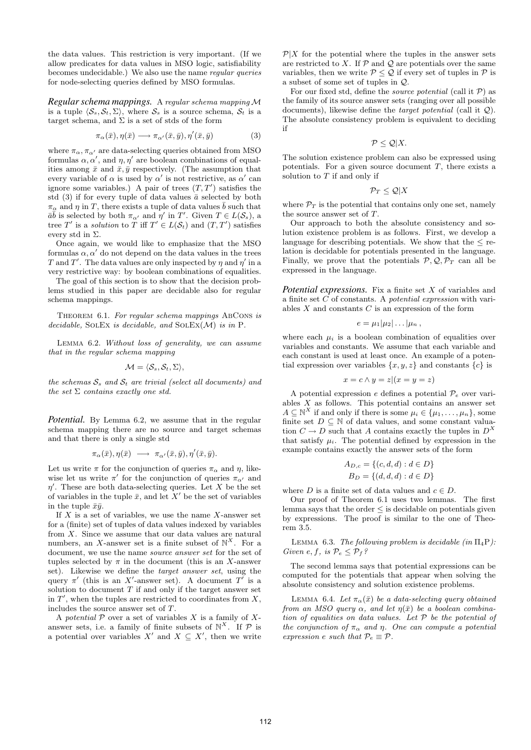the data values. This restriction is very important. (If we allow predicates for data values in MSO logic, satisfiability becomes undecidable.) We also use the name *regular queries* for node-selecting queries defined by MSO formulas.

***Regular schema mappings.*** A *regular schema mapping* $\mathcal{M}$ is a tuple $\langle \mathcal{S}_s, \mathcal{S}_t, \Sigma \rangle$, where $\mathcal{S}_s$ is a source schema, $\mathcal{S}_t$ is a target schema, and $\Sigma$ is a set of stds of the form

$$\pi_\alpha(\bar{x}), \eta(\bar{x}) \longrightarrow \pi_{\alpha'}(\bar{x}, \bar{y}), \eta'(\bar{x}, \bar{y}) \tag{3}$$

where $\pi_\alpha, \pi_{\alpha'}$ are data-selecting queries obtained from MSO formulas $\alpha, \alpha'$, and $\eta, \eta'$ are boolean combinations of equalities among $\bar{x}$ and $\bar{x}, \bar{y}$ respectively. (The assumption that every variable of $\alpha$ is used by $\alpha'$ is not restrictive, as $\alpha'$ can ignore some variables.) A pair of trees $(T, T')$ satisfies the std (3) if for every tuple of data values $\bar{a}$ selected by both $\pi_\alpha$ and $\eta$ in $T$, there exists a tuple of data values $\bar{b}$ such that $\bar{a}\bar{b}$ is selected by both $\pi_{\alpha'}$ and $\eta'$ in $T'$. Given $T \in L(\mathcal{S}_s)$, a tree $T'$ is a *solution* to $T$ iff $T' \in L(\mathcal{S}_t)$ and $(T, T')$ satisfies every std in $\Sigma$.

Once again, we would like to emphasize that the MSO formulas $\alpha, \alpha'$ do not depend on the data values in the trees $T$ and $T'$. The data values are only inspected by $\eta$ and $\eta'$ in a very restrictive way: by boolean combinations of equalities.

The goal of this section is to show that the decision problems studied in this paper are decidable also for regular schema mappings.

Theorem 6.1. *For regular schema mappings* AbCons *is decidable,* SolEx *is decidable, and* SolEx($\mathcal{M}$) *is in* P.

Lemma 6.2. *Without loss of generality, we can assume that in the regular schema mapping*

$$\mathcal{M} = \langle \mathcal{S}_s, \mathcal{S}_t, \Sigma \rangle,$$

*the schemas $\mathcal{S}_s$ and $\mathcal{S}_t$ are trivial (select all documents) and the set $\Sigma$ contains exactly one std.*

***Potential.*** By Lemma 6.2, we assume that in the regular schema mapping there are no source and target schemas and that there is only a single std

$$\pi_\alpha(\bar{x}), \eta(\bar{x}) \;\longrightarrow\; \pi_{\alpha'}(\bar{x}, \bar{y}), \eta'(\bar{x}, \bar{y}).$$

Let us write $\pi$ for the conjunction of queries $\pi_\alpha$ and $\eta$, likewise let us write $\pi'$ for the conjunction of queries $\pi_{\alpha'}$ and $\eta'$. These are both data-selecting queries. Let $X$ be the set of variables in the tuple $\bar{x}$, and let $X'$ be the set of variables in the tuple $\bar{x}\bar{y}$.

If $X$ is a set of variables, we use the name $X$-answer set for a (finite) set of tuples of data values indexed by variables from $X$. Since we assume that our data values are natural numbers, an $X$-answer set is a finite subset of $\mathbb{N}^X$. For a document, we use the name *source answer set* for the set of tuples selected by $\pi$ in the document (this is an $X$-answer set). Likewise we define the *target answer set*, using the query $\pi'$ (this is an $X'$-answer set). A document $T'$ is a solution to document $T$ if and only if the target answer set in $T'$, when the tuples are restricted to coordinates from $X$, includes the source answer set of $T$.

A *potential* $\mathcal{P}$ over a set of variables $X$ is a family of $X$-answer sets, i.e. a family of finite subsets of $\mathbb{N}^X$. If $\mathcal{P}$ is a potential over variables $X'$ and $X \subseteq X'$, then we write $\mathcal{P}|X$ for the potential where the tuples in the answer sets are restricted to $X$. If $\mathcal{P}$ and $\mathcal{Q}$ are potentials over the same variables, then we write $\mathcal{P} \leq \mathcal{Q}$ if every set of tuples in $\mathcal{P}$ is a subset of some set of tuples in $\mathcal{Q}$.

For our fixed std, define the *source potential* (call it $\mathcal{P}$) as the family of its source answer sets (ranging over all possible documents), likewise define the *target potential* (call it $\mathcal{Q}$). The absolute consistency problem is equivalent to deciding if

$$\mathcal{P} \leq \mathcal{Q}|X.$$

The solution existence problem can also be expressed using potentials. For a given source document $T$, there exists a solution to $T$ if and only if

$$\mathcal{P}_T \leq \mathcal{Q}|X$$

where $\mathcal{P}_T$ is the potential that contains only one set, namely the source answer set of $T$.

Our approach to both the absolute consistency and solution existence problem is as follows. First, we develop a language for describing potentials. We show that the $\leq$ relation is decidable for potentials presented in the language. Finally, we prove that the potentials $\mathcal{P}, \mathcal{Q}, \mathcal{P}_T$ can all be expressed in the language.

***Potential expressions.*** Fix a finite set $X$ of variables and a finite set $C$ of constants. A *potential expression* with variables $X$ and constants $C$ is an expression of the form

$$e = \mu_1 | \mu_2 | \ldots | \mu_n\,,$$

where each $\mu_i$ is a boolean combination of equalities over variables and constants. We assume that each variable and each constant is used at least once. An example of a potential expression over variables $\{x, y, z\}$ and constants $\{c\}$ is

$$x = c \wedge y = z | (x = y = z)$$

A potential expression $e$ defines a potential $\mathcal{P}_e$ over variables $X$ as follows. This potential contains an answer set $A \subseteq \mathbb{N}^X$ if and only if there is some $\mu_i \in \{\mu_1, \ldots, \mu_n\}$, some finite set $D \subseteq \mathbb{N}$ of data values, and some constant valuation $C \to D$ such that $A$ contains exactly the tuples in $D^X$ that satisfy $\mu_i$. The potential defined by expression in the example contains exactly the answer sets of the form

$$A_{D,c} = \{(c, d, d) : d \in D\}$$
$$B_D = \{(d, d, d) : d \in D\}$$

where $D$ is a finite set of data values and $c \in D$.

Our proof of Theorem 6.1 uses two lemmas. The first lemma says that the order $\leq$ is decidable on potentials given by expressions. The proof is similar to the one of Theorem 3.5.

Lemma 6.3. *The following problem is decidable (in $\Pi_4$P): Given $e, f$, is $\mathcal{P}_e \leq \mathcal{P}_f$?*

The second lemma says that potential expressions can be computed for the potentials that appear when solving the absolute consistency and solution existence problems.

Lemma 6.4. *Let $\pi_\alpha(\bar{x})$ be a data-selecting query obtained from an MSO query $\alpha$, and let $\eta(\bar{x})$ be a boolean combination of equalities on data values. Let $\mathcal{P}$ be the potential of the conjunction of $\pi_\alpha$ and $\eta$. One can compute a potential expression $e$ such that $\mathcal{P}_e \equiv \mathcal{P}$.*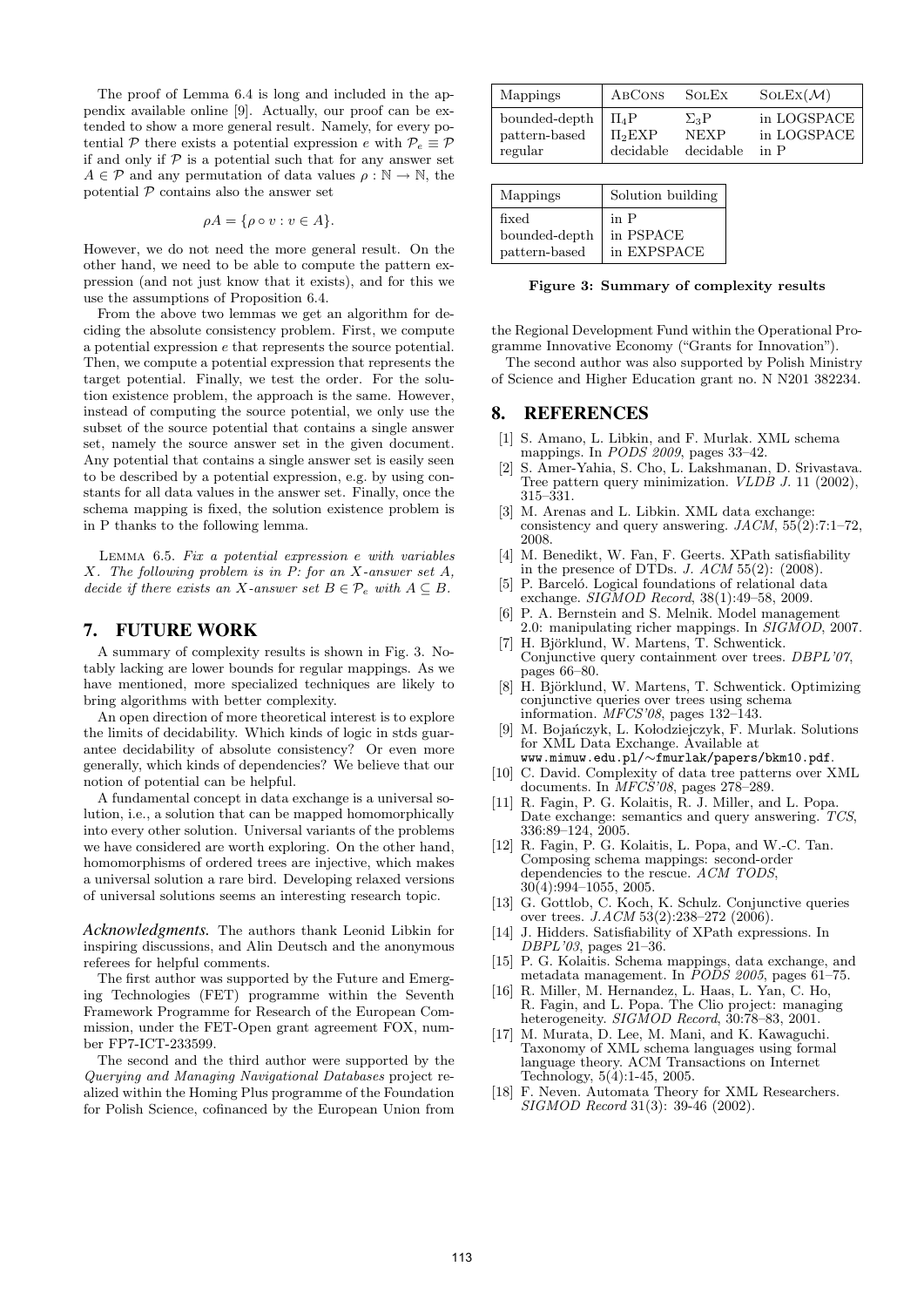The proof of Lemma 6.4 is long and included in the appendix available online [9]. Actually, our proof can be extended to show a more general result. Namely, for every potential $\mathcal{P}$ there exists a potential expression $e$ with $\mathcal{P}_e \equiv \mathcal{P}$ if and only if $\mathcal{P}$ is a potential such that for any answer set $A \in \mathcal{P}$ and any permutation of data values $\rho : \mathbb{N} \to \mathbb{N}$, the potential $\mathcal{P}$ contains also the answer set

$$\rho A = \{\rho \circ v : v \in A\}.$$

However, we do not need the more general result. On the other hand, we need to be able to compute the pattern expression (and not just know that it exists), and for this we use the assumptions of Proposition 6.4.

From the above two lemmas we get an algorithm for deciding the absolute consistency problem. First, we compute a potential expression $e$ that represents the source potential. Then, we compute a potential expression that represents the target potential. Finally, we test the order. For the solution existence problem, the approach is the same. However, instead of computing the source potential, we only use the subset of the source potential that contains a single answer set, namely the source answer set in the given document. Any potential that contains a single answer set is easily seen to be described by a potential expression, e.g. by using constants for all data values in the answer set. Finally, once the schema mapping is fixed, the solution existence problem is in P thanks to the following lemma.

LEMMA 6.5. *Fix a potential expression $e$ with variables $X$. The following problem is in P: for an $X$-answer set $A$, decide if there exists an $X$-answer set $B \in \mathcal{P}_e$ with $A \subseteq B$.*

## 7. FUTURE WORK

A summary of complexity results is shown in Fig. 3. Notably lacking are lower bounds for regular mappings. As we have mentioned, more specialized techniques are likely to bring algorithms with better complexity.

An open direction of more theoretical interest is to explore the limits of decidability. Which kinds of logic in stds guarantee decidability of absolute consistency? Or even more generally, which kinds of dependencies? We believe that our notion of potential can be helpful.

A fundamental concept in data exchange is a universal solution, i.e., a solution that can be mapped homomorphically into every other solution. Universal variants of the problems we have considered are worth exploring. On the other hand, homomorphisms of ordered trees are injective, which makes a universal solution a rare bird. Developing relaxed versions of universal solutions seems an interesting research topic.

***Acknowledgments.*** The authors thank Leonid Libkin for inspiring discussions, and Alin Deutsch and the anonymous referees for helpful comments.

The first author was supported by the Future and Emerging Technologies (FET) programme within the Seventh Framework Programme for Research of the European Commission, under the FET-Open grant agreement FOX, number FP7-ICT-233599.

The second and the third author were supported by the *Querying and Managing Navigational Databases* project realized within the Homing Plus programme of the Foundation for Polish Science, cofinanced by the European Union from the Regional Development Fund within the Operational Programme Innovative Economy ("Grants for Innovation").

The second author was also supported by Polish Ministry of Science and Higher Education grant no. N N201 382234.

| Mappings | AbCons | SolEx | SolEx($\mathcal{M}$) |
|---|---|---|---|
| bounded-depth | $\Pi_4$P | $\Sigma_3$P | in LOGSPACE |
| pattern-based | $\Pi_2$EXP | NEXP | in LOGSPACE |
| regular | decidable | decidable | in P |

| Mappings | Solution building |
|---|---|
| fixed | in P |
| bounded-depth | in PSPACE |
| pattern-based | in EXPSPACE |

**Figure 3: Summary of complexity results**

## 8. REFERENCES

[1] S. Amano, L. Libkin, and F. Murlak. XML schema mappings. In *PODS 2009*, pages 33–42.

[2] S. Amer-Yahia, S. Cho, L. Lakshmanan, D. Srivastava. Tree pattern query minimization. *VLDB J.* 11 (2002), 315–331.

[3] M. Arenas and L. Libkin. XML data exchange: consistency and query answering. *JACM*, 55(2):7:1–72, 2008.

[4] M. Benedikt, W. Fan, F. Geerts. XPath satisfiability in the presence of DTDs. *J. ACM* 55(2): (2008).

[5] P. Barceló. Logical foundations of relational data exchange. *SIGMOD Record*, 38(1):49–58, 2009.

[6] P. A. Bernstein and S. Melnik. Model management 2.0: manipulating richer mappings. In *SIGMOD*, 2007.

[7] H. Björklund, W. Martens, T. Schwentick. Conjunctive query containment over trees. *DBPL'07*, pages 66–80.

[8] H. Björklund, W. Martens, T. Schwentick. Optimizing conjunctive queries over trees using schema information. *MFCS'08*, pages 132–143.

[9] M. Bojańczyk, L. Kołodziejczyk, F. Murlak. Solutions for XML Data Exchange. Available at www.mimuw.edu.pl/∼fmurlak/papers/bkm10.pdf.

[10] C. David. Complexity of data tree patterns over XML documents. In *MFCS'08*, pages 278–289.

[11] R. Fagin, P. G. Kolaitis, R. J. Miller, and L. Popa. Date exchange: semantics and query answering. *TCS*, 336:89–124, 2005.

[12] R. Fagin, P. G. Kolaitis, L. Popa, and W.-C. Tan. Composing schema mappings: second-order dependencies to the rescue. *ACM TODS*, 30(4):994–1055, 2005.

[13] G. Gottlob, C. Koch, K. Schulz. Conjunctive queries over trees. *J.ACM* 53(2):238–272 (2006).

[14] J. Hidders. Satisfiability of XPath expressions. In *DBPL'03*, pages 21–36.

[15] P. G. Kolaitis. Schema mappings, data exchange, and metadata management. In *PODS 2005*, pages 61–75.

[16] R. Miller, M. Hernandez, L. Haas, L. Yan, C. Ho, R. Fagin, and L. Popa. The Clio project: managing heterogeneity. *SIGMOD Record*, 30:78–83, 2001.

[17] M. Murata, D. Lee, M. Mani, and K. Kawaguchi. Taxonomy of XML schema languages using formal language theory. ACM Transactions on Internet Technology, 5(4):1-45, 2005.

[18] F. Neven. Automata Theory for XML Researchers. *SIGMOD Record* 31(3): 39-46 (2002).